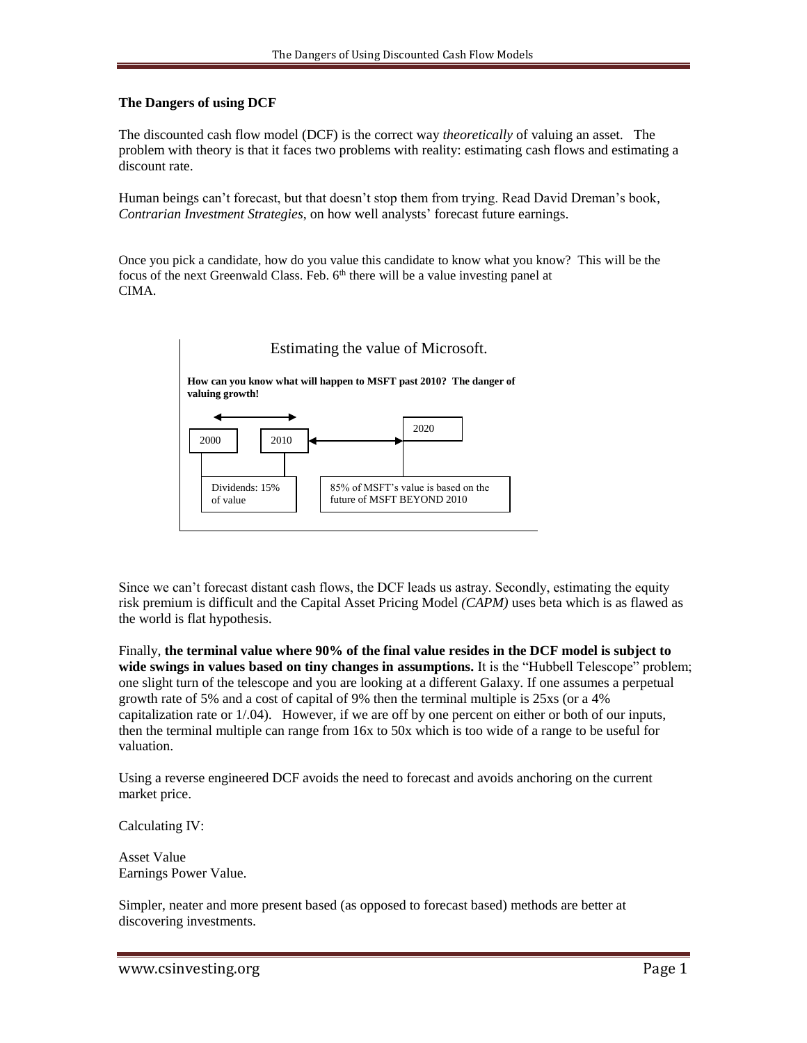**The Dangers of using DCF**

The discounted cash flow model (DCF) is the correct way *theoretically* of valuing an asset. The problem with theory is that it faces two problems with reality: estimating cash flows and estimating a discount rate.

Human beings can't forecast, but that doesn't stop them from trying. Read David Dreman's book, *Contrarian Investment Strategies*, on how well analysts' forecast future earnings.

Once you pick a candidate, how do you value this candidate to know what you know? This will be the focus of the next Greenwald Class. Feb. 6th there will be a value investing panel at CIMA.

Estimating the value of Microsoft.

**How can you know what will happen to MSFT past 2010? The danger of valuing growth!**

2000 ⟷ 2010 ⟷ 2020

Dividends: 15% of value

85% of MSFT's value is based on the future of MSFT BEYOND 2010

Since we can't forecast distant cash flows, the DCF leads us astray. Secondly, estimating the equity risk premium is difficult and the Capital Asset Pricing Model *(CAPM)* uses beta which is as flawed as the world is flat hypothesis.

Finally, **the terminal value where 90% of the final value resides in the DCF model is subject to wide swings in values based on tiny changes in assumptions.** It is the "Hubbell Telescope" problem; one slight turn of the telescope and you are looking at a different Galaxy. If one assumes a perpetual growth rate of 5% and a cost of capital of 9% then the terminal multiple is 25xs (or a 4% capitalization rate or 1/.04). However, if we are off by one percent on either or both of our inputs, then the terminal multiple can range from 16x to 50x which is too wide of a range to be useful for valuation.

Using a reverse engineered DCF avoids the need to forecast and avoids anchoring on the current market price.

Calculating IV:

Asset Value
Earnings Power Value.

Simpler, neater and more present based (as opposed to forecast based) methods are better at discovering investments.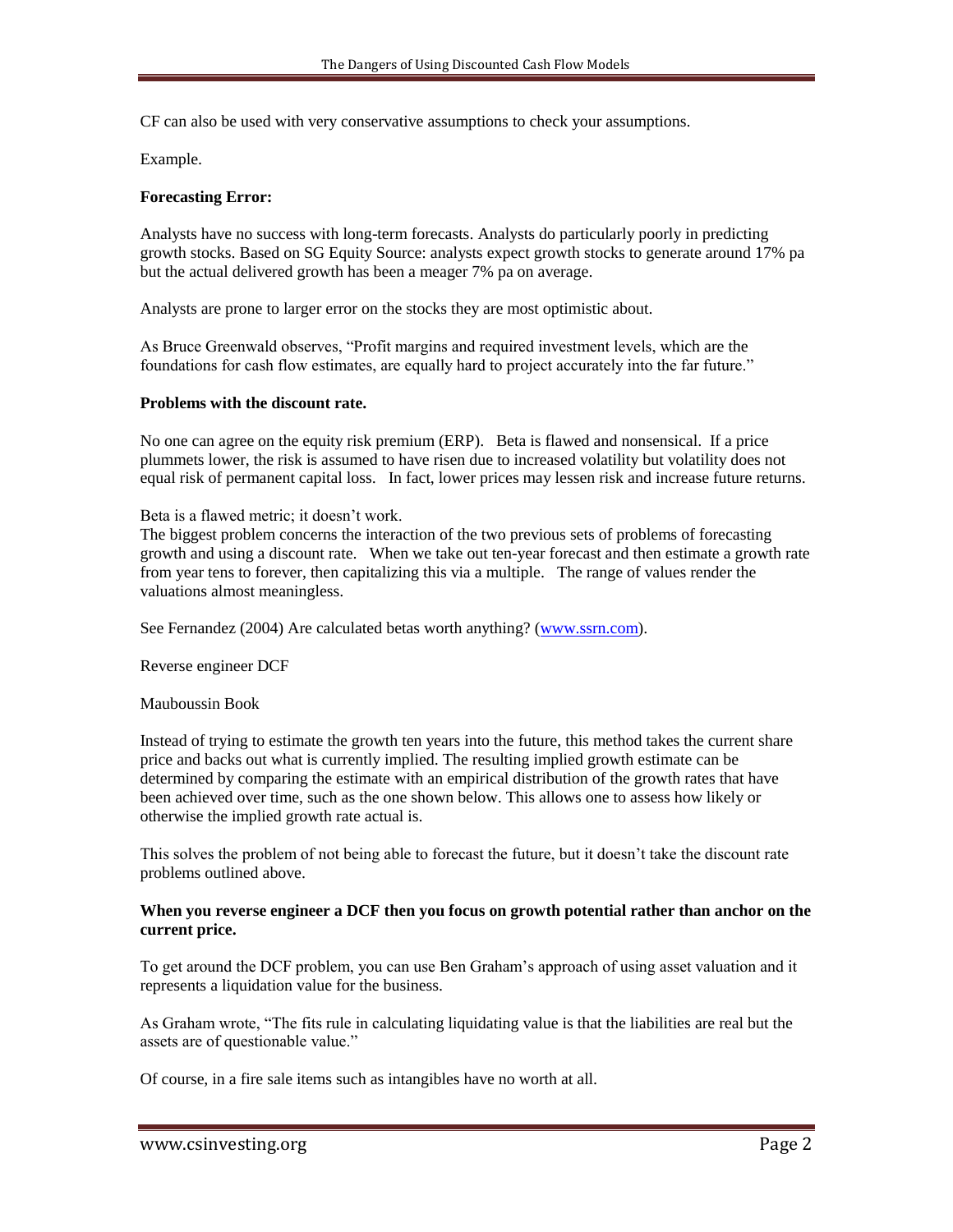CF can also be used with very conservative assumptions to check your assumptions.

Example.

**Forecasting Error:**

Analysts have no success with long-term forecasts. Analysts do particularly poorly in predicting growth stocks. Based on SG Equity Source: analysts expect growth stocks to generate around 17% pa but the actual delivered growth has been a meager 7% pa on average.

Analysts are prone to larger error on the stocks they are most optimistic about.

As Bruce Greenwald observes, "Profit margins and required investment levels, which are the foundations for cash flow estimates, are equally hard to project accurately into the far future."

**Problems with the discount rate.**

No one can agree on the equity risk premium (ERP). Beta is flawed and nonsensical. If a price plummets lower, the risk is assumed to have risen due to increased volatility but volatility does not equal risk of permanent capital loss. In fact, lower prices may lessen risk and increase future returns.

Beta is a flawed metric; it doesn't work.
The biggest problem concerns the interaction of the two previous sets of problems of forecasting growth and using a discount rate. When we take out ten-year forecast and then estimate a growth rate from year tens to forever, then capitalizing this via a multiple. The range of values render the valuations almost meaningless.

See Fernandez (2004) Are calculated betas worth anything? (www.ssrn.com).

Reverse engineer DCF

Mauboussin Book

Instead of trying to estimate the growth ten years into the future, this method takes the current share price and backs out what is currently implied. The resulting implied growth estimate can be determined by comparing the estimate with an empirical distribution of the growth rates that have been achieved over time, such as the one shown below. This allows one to assess how likely or otherwise the implied growth rate actual is.

This solves the problem of not being able to forecast the future, but it doesn't take the discount rate problems outlined above.

**When you reverse engineer a DCF then you focus on growth potential rather than anchor on the current price.**

To get around the DCF problem, you can use Ben Graham's approach of using asset valuation and it represents a liquidation value for the business.

As Graham wrote, "The fits rule in calculating liquidating value is that the liabilities are real but the assets are of questionable value."

Of course, in a fire sale items such as intangibles have no worth at all.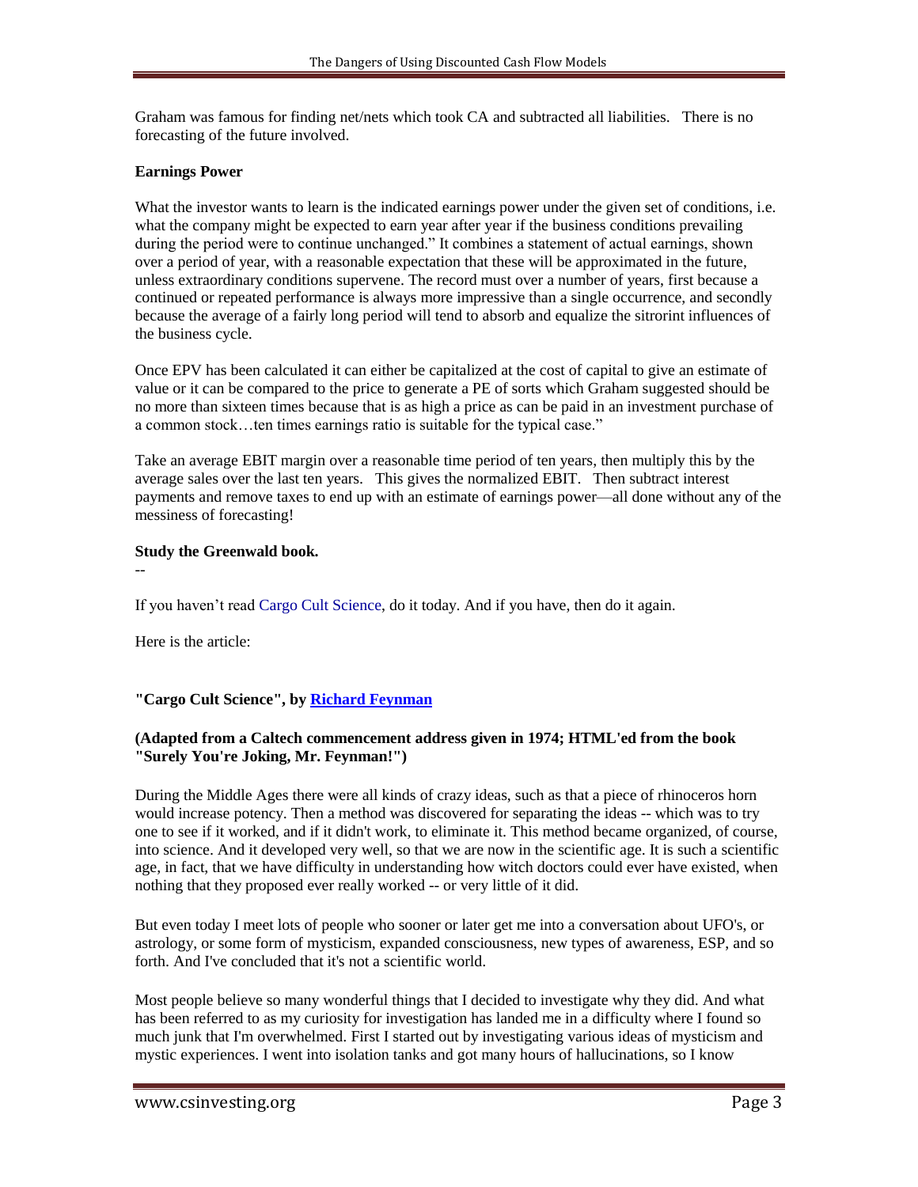Graham was famous for finding net/nets which took CA and subtracted all liabilities. There is no forecasting of the future involved.

**Earnings Power**

What the investor wants to learn is the indicated earnings power under the given set of conditions, i.e. what the company might be expected to earn year after year if the business conditions prevailing during the period were to continue unchanged." It combines a statement of actual earnings, shown over a period of year, with a reasonable expectation that these will be approximated in the future, unless extraordinary conditions supervene. The record must over a number of years, first because a continued or repeated performance is always more impressive than a single occurrence, and secondly because the average of a fairly long period will tend to absorb and equalize the sitrorint influences of the business cycle.

Once EPV has been calculated it can either be capitalized at the cost of capital to give an estimate of value or it can be compared to the price to generate a PE of sorts which Graham suggested should be no more than sixteen times because that is as high a price as can be paid in an investment purchase of a common stock…ten times earnings ratio is suitable for the typical case."

Take an average EBIT margin over a reasonable time period of ten years, then multiply this by the average sales over the last ten years. This gives the normalized EBIT. Then subtract interest payments and remove taxes to end up with an estimate of earnings power—all done without any of the messiness of forecasting!

**Study the Greenwald book.**

--

If you haven't read Cargo Cult Science, do it today. And if you have, then do it again.

Here is the article:

**"Cargo Cult Science", by Richard Feynman**

**(Adapted from a Caltech commencement address given in 1974; HTML'ed from the book "Surely You're Joking, Mr. Feynman!")**

During the Middle Ages there were all kinds of crazy ideas, such as that a piece of rhinoceros horn would increase potency. Then a method was discovered for separating the ideas -- which was to try one to see if it worked, and if it didn't work, to eliminate it. This method became organized, of course, into science. And it developed very well, so that we are now in the scientific age. It is such a scientific age, in fact, that we have difficulty in understanding how witch doctors could ever have existed, when nothing that they proposed ever really worked -- or very little of it did.

But even today I meet lots of people who sooner or later get me into a conversation about UFO's, or astrology, or some form of mysticism, expanded consciousness, new types of awareness, ESP, and so forth. And I've concluded that it's not a scientific world.

Most people believe so many wonderful things that I decided to investigate why they did. And what has been referred to as my curiosity for investigation has landed me in a difficulty where I found so much junk that I'm overwhelmed. First I started out by investigating various ideas of mysticism and mystic experiences. I went into isolation tanks and got many hours of hallucinations, so I know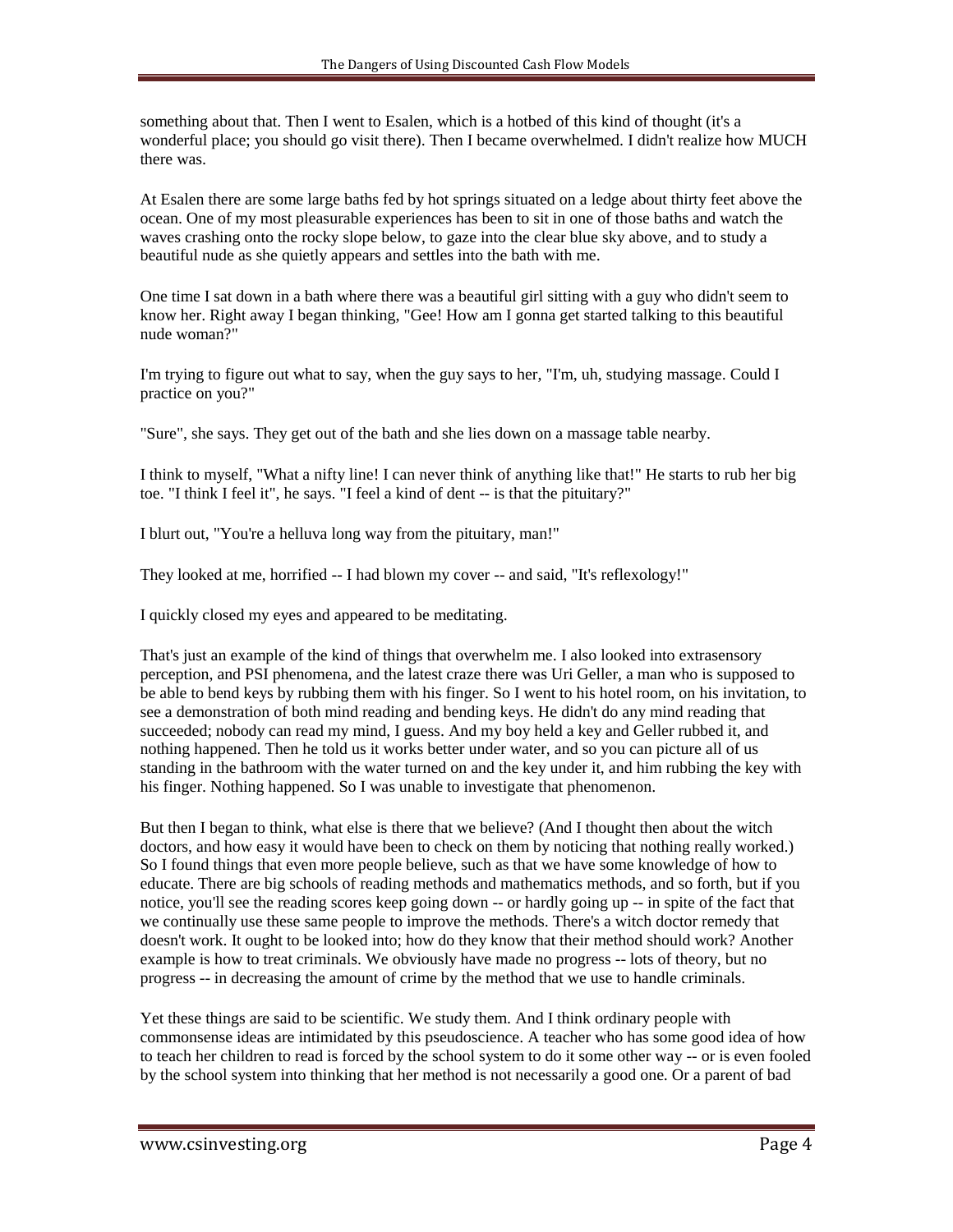something about that. Then I went to Esalen, which is a hotbed of this kind of thought (it's a wonderful place; you should go visit there). Then I became overwhelmed. I didn't realize how MUCH there was.

At Esalen there are some large baths fed by hot springs situated on a ledge about thirty feet above the ocean. One of my most pleasurable experiences has been to sit in one of those baths and watch the waves crashing onto the rocky slope below, to gaze into the clear blue sky above, and to study a beautiful nude as she quietly appears and settles into the bath with me.

One time I sat down in a bath where there was a beautiful girl sitting with a guy who didn't seem to know her. Right away I began thinking, "Gee! How am I gonna get started talking to this beautiful nude woman?"

I'm trying to figure out what to say, when the guy says to her, "I'm, uh, studying massage. Could I practice on you?"

"Sure", she says. They get out of the bath and she lies down on a massage table nearby.

I think to myself, "What a nifty line! I can never think of anything like that!" He starts to rub her big toe. "I think I feel it", he says. "I feel a kind of dent -- is that the pituitary?"

I blurt out, "You're a helluva long way from the pituitary, man!"

They looked at me, horrified -- I had blown my cover -- and said, "It's reflexology!"

I quickly closed my eyes and appeared to be meditating.

That's just an example of the kind of things that overwhelm me. I also looked into extrasensory perception, and PSI phenomena, and the latest craze there was Uri Geller, a man who is supposed to be able to bend keys by rubbing them with his finger. So I went to his hotel room, on his invitation, to see a demonstration of both mind reading and bending keys. He didn't do any mind reading that succeeded; nobody can read my mind, I guess. And my boy held a key and Geller rubbed it, and nothing happened. Then he told us it works better under water, and so you can picture all of us standing in the bathroom with the water turned on and the key under it, and him rubbing the key with his finger. Nothing happened. So I was unable to investigate that phenomenon.

But then I began to think, what else is there that we believe? (And I thought then about the witch doctors, and how easy it would have been to check on them by noticing that nothing really worked.) So I found things that even more people believe, such as that we have some knowledge of how to educate. There are big schools of reading methods and mathematics methods, and so forth, but if you notice, you'll see the reading scores keep going down -- or hardly going up -- in spite of the fact that we continually use these same people to improve the methods. There's a witch doctor remedy that doesn't work. It ought to be looked into; how do they know that their method should work? Another example is how to treat criminals. We obviously have made no progress -- lots of theory, but no progress -- in decreasing the amount of crime by the method that we use to handle criminals.

Yet these things are said to be scientific. We study them. And I think ordinary people with commonsense ideas are intimidated by this pseudoscience. A teacher who has some good idea of how to teach her children to read is forced by the school system to do it some other way -- or is even fooled by the school system into thinking that her method is not necessarily a good one. Or a parent of bad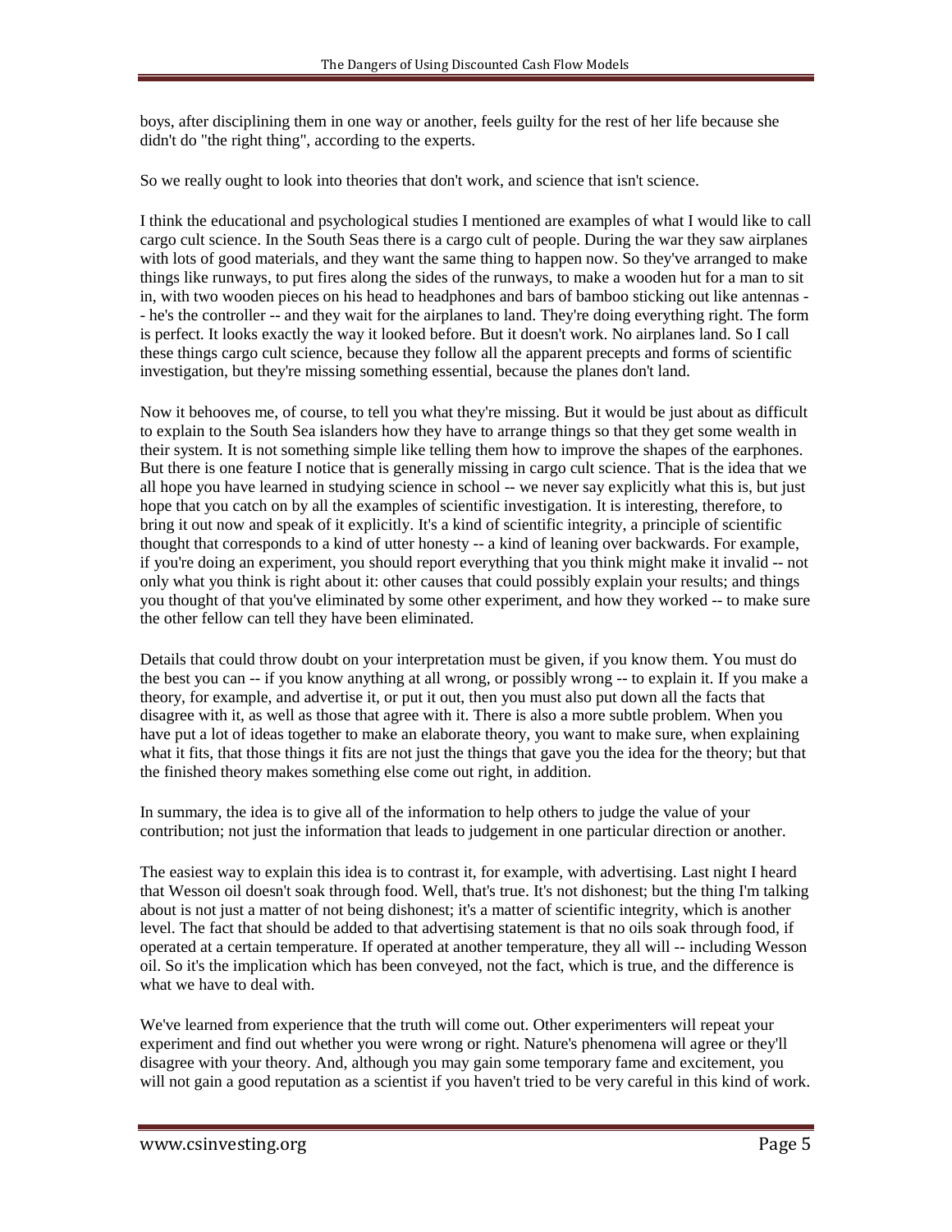boys, after disciplining them in one way or another, feels guilty for the rest of her life because she didn't do "the right thing", according to the experts.

So we really ought to look into theories that don't work, and science that isn't science.

I think the educational and psychological studies I mentioned are examples of what I would like to call cargo cult science. In the South Seas there is a cargo cult of people. During the war they saw airplanes with lots of good materials, and they want the same thing to happen now. So they've arranged to make things like runways, to put fires along the sides of the runways, to make a wooden hut for a man to sit in, with two wooden pieces on his head to headphones and bars of bamboo sticking out like antennas -- he's the controller -- and they wait for the airplanes to land. They're doing everything right. The form is perfect. It looks exactly the way it looked before. But it doesn't work. No airplanes land. So I call these things cargo cult science, because they follow all the apparent precepts and forms of scientific investigation, but they're missing something essential, because the planes don't land.

Now it behooves me, of course, to tell you what they're missing. But it would be just about as difficult to explain to the South Sea islanders how they have to arrange things so that they get some wealth in their system. It is not something simple like telling them how to improve the shapes of the earphones. But there is one feature I notice that is generally missing in cargo cult science. That is the idea that we all hope you have learned in studying science in school -- we never say explicitly what this is, but just hope that you catch on by all the examples of scientific investigation. It is interesting, therefore, to bring it out now and speak of it explicitly. It's a kind of scientific integrity, a principle of scientific thought that corresponds to a kind of utter honesty -- a kind of leaning over backwards. For example, if you're doing an experiment, you should report everything that you think might make it invalid -- not only what you think is right about it: other causes that could possibly explain your results; and things you thought of that you've eliminated by some other experiment, and how they worked -- to make sure the other fellow can tell they have been eliminated.

Details that could throw doubt on your interpretation must be given, if you know them. You must do the best you can -- if you know anything at all wrong, or possibly wrong -- to explain it. If you make a theory, for example, and advertise it, or put it out, then you must also put down all the facts that disagree with it, as well as those that agree with it. There is also a more subtle problem. When you have put a lot of ideas together to make an elaborate theory, you want to make sure, when explaining what it fits, that those things it fits are not just the things that gave you the idea for the theory; but that the finished theory makes something else come out right, in addition.

In summary, the idea is to give all of the information to help others to judge the value of your contribution; not just the information that leads to judgement in one particular direction or another.

The easiest way to explain this idea is to contrast it, for example, with advertising. Last night I heard that Wesson oil doesn't soak through food. Well, that's true. It's not dishonest; but the thing I'm talking about is not just a matter of not being dishonest; it's a matter of scientific integrity, which is another level. The fact that should be added to that advertising statement is that no oils soak through food, if operated at a certain temperature. If operated at another temperature, they all will -- including Wesson oil. So it's the implication which has been conveyed, not the fact, which is true, and the difference is what we have to deal with.

We've learned from experience that the truth will come out. Other experimenters will repeat your experiment and find out whether you were wrong or right. Nature's phenomena will agree or they'll disagree with your theory. And, although you may gain some temporary fame and excitement, you will not gain a good reputation as a scientist if you haven't tried to be very careful in this kind of work.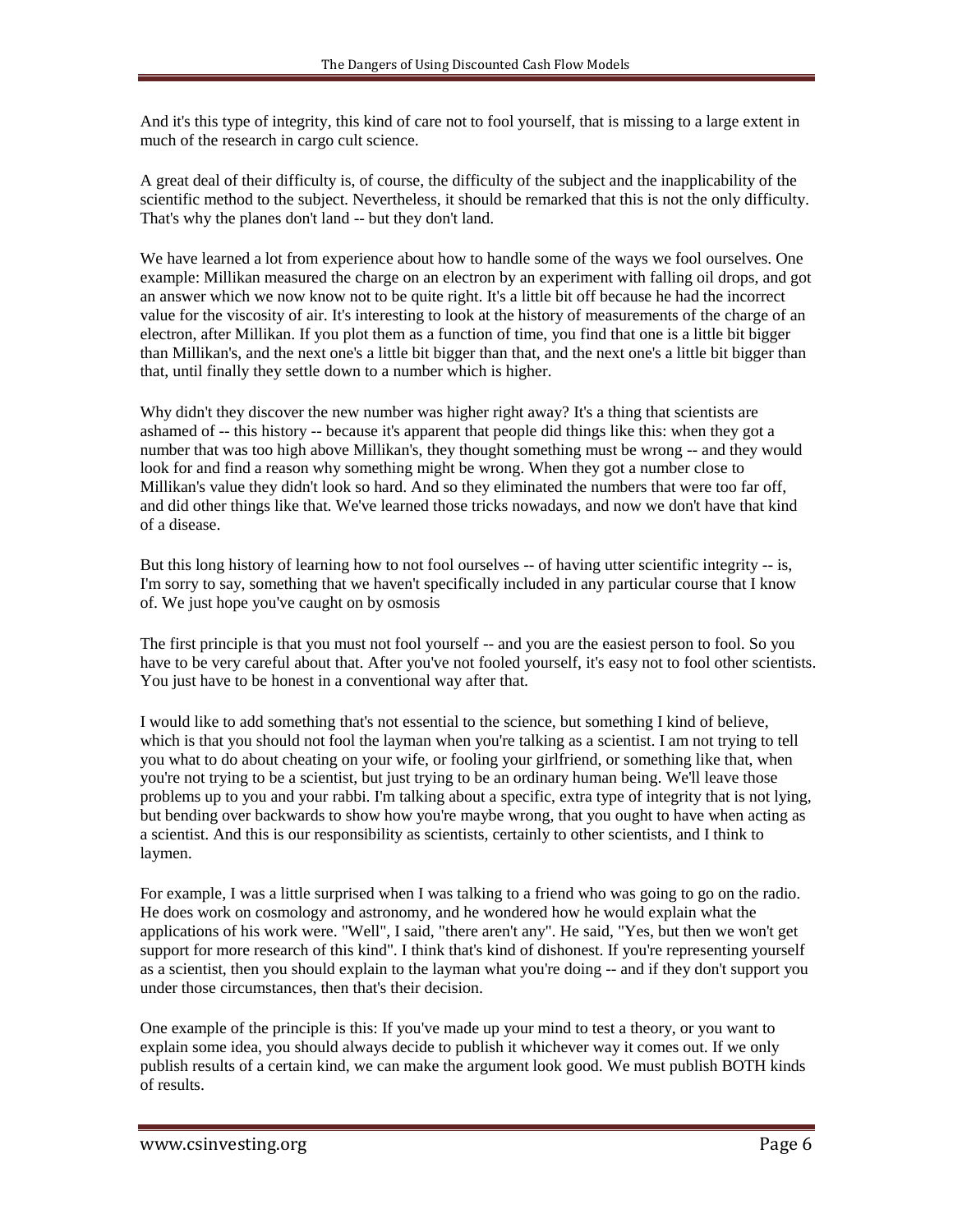And it's this type of integrity, this kind of care not to fool yourself, that is missing to a large extent in much of the research in cargo cult science.

A great deal of their difficulty is, of course, the difficulty of the subject and the inapplicability of the scientific method to the subject. Nevertheless, it should be remarked that this is not the only difficulty. That's why the planes don't land -- but they don't land.

We have learned a lot from experience about how to handle some of the ways we fool ourselves. One example: Millikan measured the charge on an electron by an experiment with falling oil drops, and got an answer which we now know not to be quite right. It's a little bit off because he had the incorrect value for the viscosity of air. It's interesting to look at the history of measurements of the charge of an electron, after Millikan. If you plot them as a function of time, you find that one is a little bit bigger than Millikan's, and the next one's a little bit bigger than that, and the next one's a little bit bigger than that, until finally they settle down to a number which is higher.

Why didn't they discover the new number was higher right away? It's a thing that scientists are ashamed of -- this history -- because it's apparent that people did things like this: when they got a number that was too high above Millikan's, they thought something must be wrong -- and they would look for and find a reason why something might be wrong. When they got a number close to Millikan's value they didn't look so hard. And so they eliminated the numbers that were too far off, and did other things like that. We've learned those tricks nowadays, and now we don't have that kind of a disease.

But this long history of learning how to not fool ourselves -- of having utter scientific integrity -- is, I'm sorry to say, something that we haven't specifically included in any particular course that I know of. We just hope you've caught on by osmosis

The first principle is that you must not fool yourself -- and you are the easiest person to fool. So you have to be very careful about that. After you've not fooled yourself, it's easy not to fool other scientists. You just have to be honest in a conventional way after that.

I would like to add something that's not essential to the science, but something I kind of believe, which is that you should not fool the layman when you're talking as a scientist. I am not trying to tell you what to do about cheating on your wife, or fooling your girlfriend, or something like that, when you're not trying to be a scientist, but just trying to be an ordinary human being. We'll leave those problems up to you and your rabbi. I'm talking about a specific, extra type of integrity that is not lying, but bending over backwards to show how you're maybe wrong, that you ought to have when acting as a scientist. And this is our responsibility as scientists, certainly to other scientists, and I think to laymen.

For example, I was a little surprised when I was talking to a friend who was going to go on the radio. He does work on cosmology and astronomy, and he wondered how he would explain what the applications of his work were. "Well", I said, "there aren't any". He said, "Yes, but then we won't get support for more research of this kind". I think that's kind of dishonest. If you're representing yourself as a scientist, then you should explain to the layman what you're doing -- and if they don't support you under those circumstances, then that's their decision.

One example of the principle is this: If you've made up your mind to test a theory, or you want to explain some idea, you should always decide to publish it whichever way it comes out. If we only publish results of a certain kind, we can make the argument look good. We must publish BOTH kinds of results.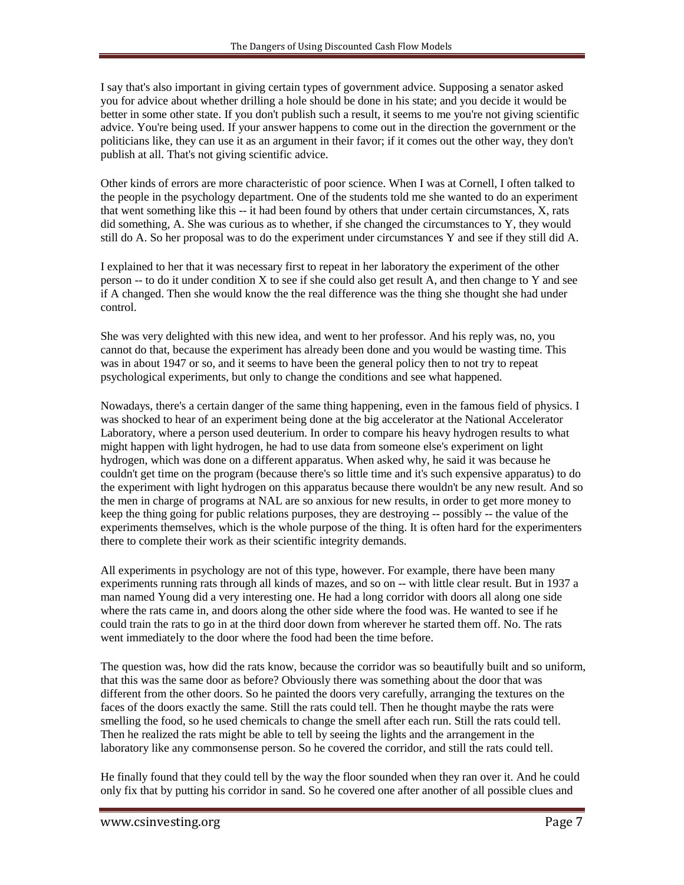I say that's also important in giving certain types of government advice. Supposing a senator asked you for advice about whether drilling a hole should be done in his state; and you decide it would be better in some other state. If you don't publish such a result, it seems to me you're not giving scientific advice. You're being used. If your answer happens to come out in the direction the government or the politicians like, they can use it as an argument in their favor; if it comes out the other way, they don't publish at all. That's not giving scientific advice.

Other kinds of errors are more characteristic of poor science. When I was at Cornell, I often talked to the people in the psychology department. One of the students told me she wanted to do an experiment that went something like this -- it had been found by others that under certain circumstances, X, rats did something, A. She was curious as to whether, if she changed the circumstances to Y, they would still do A. So her proposal was to do the experiment under circumstances Y and see if they still did A.

I explained to her that it was necessary first to repeat in her laboratory the experiment of the other person -- to do it under condition X to see if she could also get result A, and then change to Y and see if A changed. Then she would know the the real difference was the thing she thought she had under control.

She was very delighted with this new idea, and went to her professor. And his reply was, no, you cannot do that, because the experiment has already been done and you would be wasting time. This was in about 1947 or so, and it seems to have been the general policy then to not try to repeat psychological experiments, but only to change the conditions and see what happened.

Nowadays, there's a certain danger of the same thing happening, even in the famous field of physics. I was shocked to hear of an experiment being done at the big accelerator at the National Accelerator Laboratory, where a person used deuterium. In order to compare his heavy hydrogen results to what might happen with light hydrogen, he had to use data from someone else's experiment on light hydrogen, which was done on a different apparatus. When asked why, he said it was because he couldn't get time on the program (because there's so little time and it's such expensive apparatus) to do the experiment with light hydrogen on this apparatus because there wouldn't be any new result. And so the men in charge of programs at NAL are so anxious for new results, in order to get more money to keep the thing going for public relations purposes, they are destroying -- possibly -- the value of the experiments themselves, which is the whole purpose of the thing. It is often hard for the experimenters there to complete their work as their scientific integrity demands.

All experiments in psychology are not of this type, however. For example, there have been many experiments running rats through all kinds of mazes, and so on -- with little clear result. But in 1937 a man named Young did a very interesting one. He had a long corridor with doors all along one side where the rats came in, and doors along the other side where the food was. He wanted to see if he could train the rats to go in at the third door down from wherever he started them off. No. The rats went immediately to the door where the food had been the time before.

The question was, how did the rats know, because the corridor was so beautifully built and so uniform, that this was the same door as before? Obviously there was something about the door that was different from the other doors. So he painted the doors very carefully, arranging the textures on the faces of the doors exactly the same. Still the rats could tell. Then he thought maybe the rats were smelling the food, so he used chemicals to change the smell after each run. Still the rats could tell. Then he realized the rats might be able to tell by seeing the lights and the arrangement in the laboratory like any commonsense person. So he covered the corridor, and still the rats could tell.

He finally found that they could tell by the way the floor sounded when they ran over it. And he could only fix that by putting his corridor in sand. So he covered one after another of all possible clues and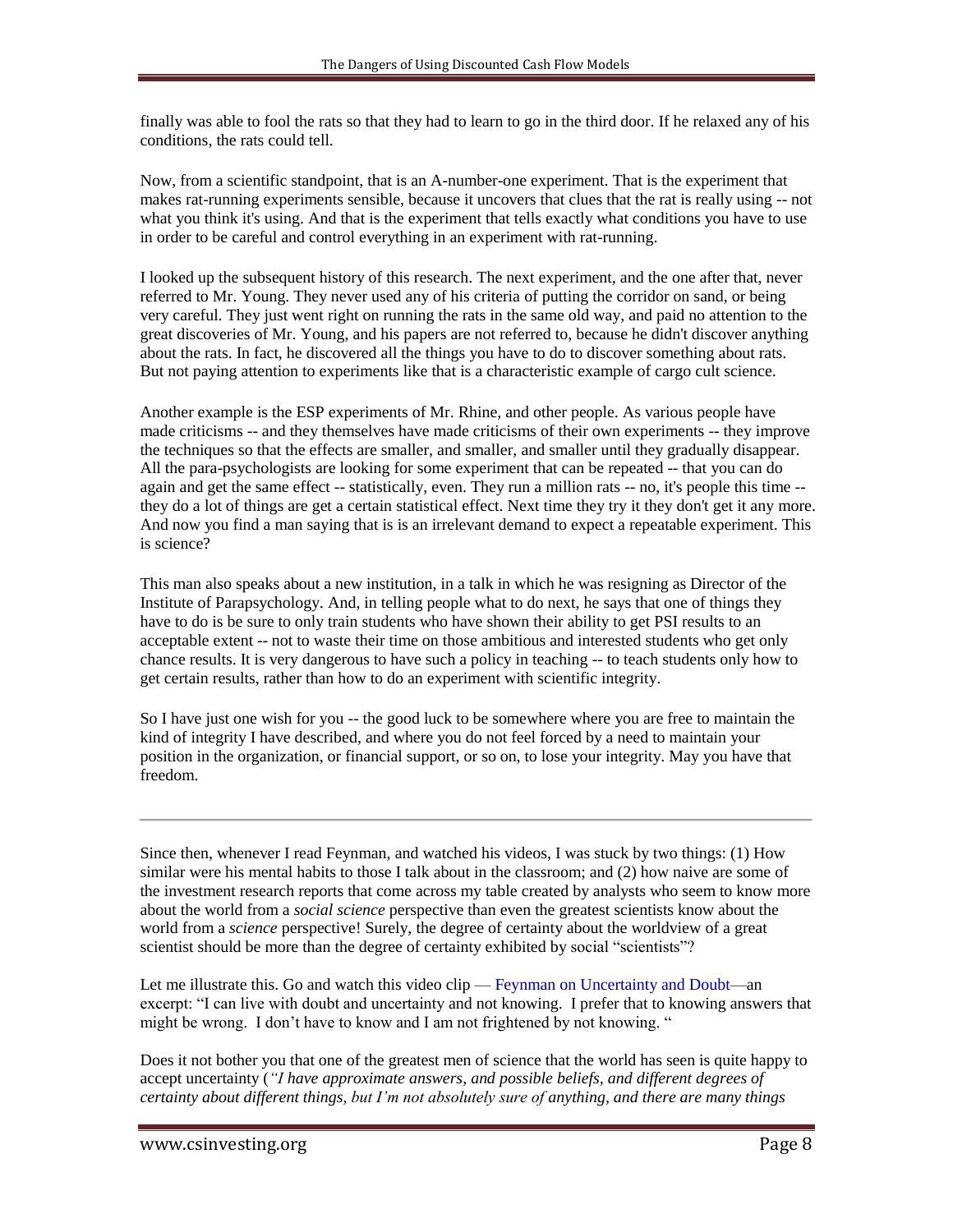finally was able to fool the rats so that they had to learn to go in the third door. If he relaxed any of his conditions, the rats could tell.

Now, from a scientific standpoint, that is an A-number-one experiment. That is the experiment that makes rat-running experiments sensible, because it uncovers that clues that the rat is really using -- not what you think it's using. And that is the experiment that tells exactly what conditions you have to use in order to be careful and control everything in an experiment with rat-running.

I looked up the subsequent history of this research. The next experiment, and the one after that, never referred to Mr. Young. They never used any of his criteria of putting the corridor on sand, or being very careful. They just went right on running the rats in the same old way, and paid no attention to the great discoveries of Mr. Young, and his papers are not referred to, because he didn't discover anything about the rats. In fact, he discovered all the things you have to do to discover something about rats. But not paying attention to experiments like that is a characteristic example of cargo cult science.

Another example is the ESP experiments of Mr. Rhine, and other people. As various people have made criticisms -- and they themselves have made criticisms of their own experiments -- they improve the techniques so that the effects are smaller, and smaller, and smaller until they gradually disappear. All the para-psychologists are looking for some experiment that can be repeated -- that you can do again and get the same effect -- statistically, even. They run a million rats -- no, it's people this time -- they do a lot of things are get a certain statistical effect. Next time they try it they don't get it any more. And now you find a man saying that is is an irrelevant demand to expect a repeatable experiment. This is science?

This man also speaks about a new institution, in a talk in which he was resigning as Director of the Institute of Parapsychology. And, in telling people what to do next, he says that one of things they have to do is be sure to only train students who have shown their ability to get PSI results to an acceptable extent -- not to waste their time on those ambitious and interested students who get only chance results. It is very dangerous to have such a policy in teaching -- to teach students only how to get certain results, rather than how to do an experiment with scientific integrity.

So I have just one wish for you -- the good luck to be somewhere where you are free to maintain the kind of integrity I have described, and where you do not feel forced by a need to maintain your position in the organization, or financial support, or so on, to lose your integrity. May you have that freedom.

---

Since then, whenever I read Feynman, and watched his videos, I was stuck by two things: (1) How similar were his mental habits to those I talk about in the classroom; and (2) how naive are some of the investment research reports that come across my table created by analysts who seem to know more about the world from a *social science* perspective than even the greatest scientists know about the world from a *science* perspective! Surely, the degree of certainty about the worldview of a great scientist should be more than the degree of certainty exhibited by social "scientists"?

Let me illustrate this. Go and watch this video clip — Feynman on Uncertainty and Doubt—an excerpt: "I can live with doubt and uncertainty and not knowing. I prefer that to knowing answers that might be wrong. I don't have to know and I am not frightened by not knowing. "

Does it not bother you that one of the greatest men of science that the world has seen is quite happy to accept uncertainty (*"I have approximate answers, and possible beliefs, and different degrees of certainty about different things, but I'm not absolutely sure of anything, and there are many things*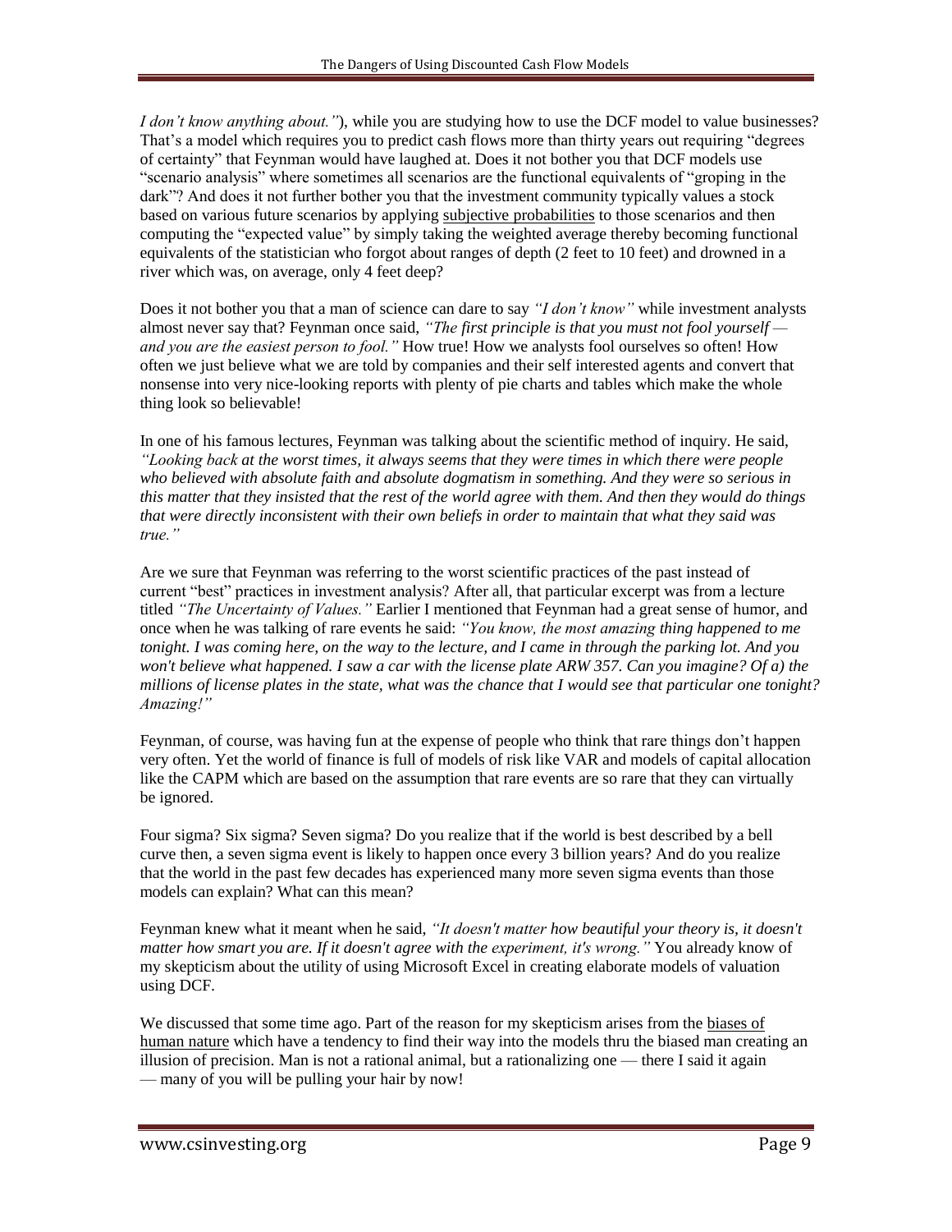*I don't know anything about."*), while you are studying how to use the DCF model to value businesses? That's a model which requires you to predict cash flows more than thirty years out requiring "degrees of certainty" that Feynman would have laughed at. Does it not bother you that DCF models use "scenario analysis" where sometimes all scenarios are the functional equivalents of "groping in the dark"? And does it not further bother you that the investment community typically values a stock based on various future scenarios by applying subjective probabilities to those scenarios and then computing the "expected value" by simply taking the weighted average thereby becoming functional equivalents of the statistician who forgot about ranges of depth (2 feet to 10 feet) and drowned in a river which was, on average, only 4 feet deep?

Does it not bother you that a man of science can dare to say *"I don't know"* while investment analysts almost never say that? Feynman once said, *"The first principle is that you must not fool yourself — and you are the easiest person to fool."* How true! How we analysts fool ourselves so often! How often we just believe what we are told by companies and their self interested agents and convert that nonsense into very nice-looking reports with plenty of pie charts and tables which make the whole thing look so believable!

In one of his famous lectures, Feynman was talking about the scientific method of inquiry. He said, *"Looking back at the worst times, it always seems that they were times in which there were people who believed with absolute faith and absolute dogmatism in something. And they were so serious in this matter that they insisted that the rest of the world agree with them. And then they would do things that were directly inconsistent with their own beliefs in order to maintain that what they said was true."*

Are we sure that Feynman was referring to the worst scientific practices of the past instead of current "best" practices in investment analysis? After all, that particular excerpt was from a lecture titled *"The Uncertainty of Values."* Earlier I mentioned that Feynman had a great sense of humor, and once when he was talking of rare events he said: *"You know, the most amazing thing happened to me tonight. I was coming here, on the way to the lecture, and I came in through the parking lot. And you won't believe what happened. I saw a car with the license plate ARW 357. Can you imagine? Of a) the millions of license plates in the state, what was the chance that I would see that particular one tonight? Amazing!"*

Feynman, of course, was having fun at the expense of people who think that rare things don't happen very often. Yet the world of finance is full of models of risk like VAR and models of capital allocation like the CAPM which are based on the assumption that rare events are so rare that they can virtually be ignored.

Four sigma? Six sigma? Seven sigma? Do you realize that if the world is best described by a bell curve then, a seven sigma event is likely to happen once every 3 billion years? And do you realize that the world in the past few decades has experienced many more seven sigma events than those models can explain? What can this mean?

Feynman knew what it meant when he said, *"It doesn't matter how beautiful your theory is, it doesn't matter how smart you are. If it doesn't agree with the experiment, it's wrong."* You already know of my skepticism about the utility of using Microsoft Excel in creating elaborate models of valuation using DCF.

We discussed that some time ago. Part of the reason for my skepticism arises from the biases of human nature which have a tendency to find their way into the models thru the biased man creating an illusion of precision. Man is not a rational animal, but a rationalizing one — there I said it again — many of you will be pulling your hair by now!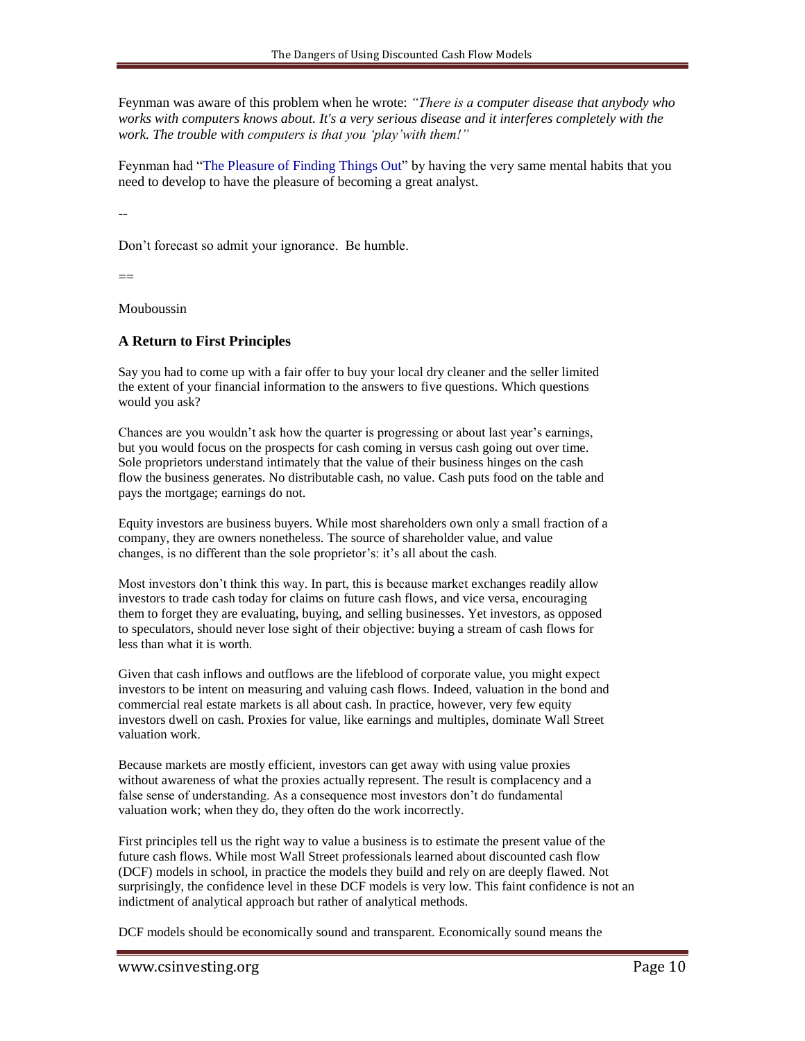Feynman was aware of this problem when he wrote: *"There is a computer disease that anybody who works with computers knows about. It's a very serious disease and it interferes completely with the work. The trouble with computers is that you 'play'with them!"*

Feynman had "The Pleasure of Finding Things Out" by having the very same mental habits that you need to develop to have the pleasure of becoming a great analyst.

--

Don't forecast so admit your ignorance. Be humble.

==

Mouboussin

### A Return to First Principles

Say you had to come up with a fair offer to buy your local dry cleaner and the seller limited the extent of your financial information to the answers to five questions. Which questions would you ask?

Chances are you wouldn't ask how the quarter is progressing or about last year's earnings, but you would focus on the prospects for cash coming in versus cash going out over time. Sole proprietors understand intimately that the value of their business hinges on the cash flow the business generates. No distributable cash, no value. Cash puts food on the table and pays the mortgage; earnings do not.

Equity investors are business buyers. While most shareholders own only a small fraction of a company, they are owners nonetheless. The source of shareholder value, and value changes, is no different than the sole proprietor's: it's all about the cash.

Most investors don't think this way. In part, this is because market exchanges readily allow investors to trade cash today for claims on future cash flows, and vice versa, encouraging them to forget they are evaluating, buying, and selling businesses. Yet investors, as opposed to speculators, should never lose sight of their objective: buying a stream of cash flows for less than what it is worth.

Given that cash inflows and outflows are the lifeblood of corporate value, you might expect investors to be intent on measuring and valuing cash flows. Indeed, valuation in the bond and commercial real estate markets is all about cash. In practice, however, very few equity investors dwell on cash. Proxies for value, like earnings and multiples, dominate Wall Street valuation work.

Because markets are mostly efficient, investors can get away with using value proxies without awareness of what the proxies actually represent. The result is complacency and a false sense of understanding. As a consequence most investors don't do fundamental valuation work; when they do, they often do the work incorrectly.

First principles tell us the right way to value a business is to estimate the present value of the future cash flows. While most Wall Street professionals learned about discounted cash flow (DCF) models in school, in practice the models they build and rely on are deeply flawed. Not surprisingly, the confidence level in these DCF models is very low. This faint confidence is not an indictment of analytical approach but rather of analytical methods.

DCF models should be economically sound and transparent. Economically sound means the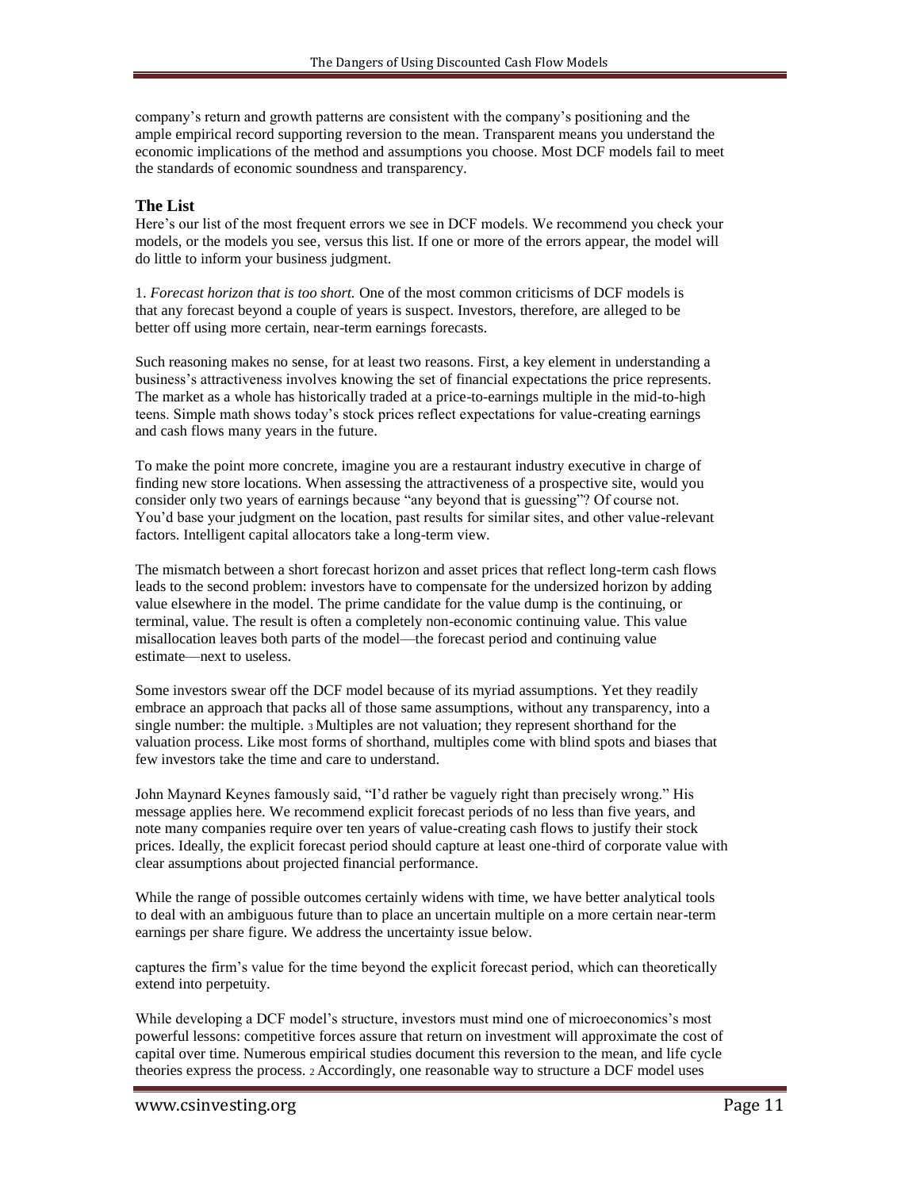company's return and growth patterns are consistent with the company's positioning and the ample empirical record supporting reversion to the mean. Transparent means you understand the economic implications of the method and assumptions you choose. Most DCF models fail to meet the standards of economic soundness and transparency.

### The List

Here's our list of the most frequent errors we see in DCF models. We recommend you check your models, or the models you see, versus this list. If one or more of the errors appear, the model will do little to inform your business judgment.

1. *Forecast horizon that is too short.* One of the most common criticisms of DCF models is that any forecast beyond a couple of years is suspect. Investors, therefore, are alleged to be better off using more certain, near-term earnings forecasts.

Such reasoning makes no sense, for at least two reasons. First, a key element in understanding a business's attractiveness involves knowing the set of financial expectations the price represents. The market as a whole has historically traded at a price-to-earnings multiple in the mid-to-high teens. Simple math shows today's stock prices reflect expectations for value-creating earnings and cash flows many years in the future.

To make the point more concrete, imagine you are a restaurant industry executive in charge of finding new store locations. When assessing the attractiveness of a prospective site, would you consider only two years of earnings because "any beyond that is guessing"? Of course not. You'd base your judgment on the location, past results for similar sites, and other value-relevant factors. Intelligent capital allocators take a long-term view.

The mismatch between a short forecast horizon and asset prices that reflect long-term cash flows leads to the second problem: investors have to compensate for the undersized horizon by adding value elsewhere in the model. The prime candidate for the value dump is the continuing, or terminal, value. The result is often a completely non-economic continuing value. This value misallocation leaves both parts of the model—the forecast period and continuing value estimate—next to useless.

Some investors swear off the DCF model because of its myriad assumptions. Yet they readily embrace an approach that packs all of those same assumptions, without any transparency, into a single number: the multiple. [3] Multiples are not valuation; they represent shorthand for the valuation process. Like most forms of shorthand, multiples come with blind spots and biases that few investors take the time and care to understand.

John Maynard Keynes famously said, "I'd rather be vaguely right than precisely wrong." His message applies here. We recommend explicit forecast periods of no less than five years, and note many companies require over ten years of value-creating cash flows to justify their stock prices. Ideally, the explicit forecast period should capture at least one-third of corporate value with clear assumptions about projected financial performance.

While the range of possible outcomes certainly widens with time, we have better analytical tools to deal with an ambiguous future than to place an uncertain multiple on a more certain near-term earnings per share figure. We address the uncertainty issue below.

captures the firm's value for the time beyond the explicit forecast period, which can theoretically extend into perpetuity.

While developing a DCF model's structure, investors must mind one of microeconomics's most powerful lessons: competitive forces assure that return on investment will approximate the cost of capital over time. Numerous empirical studies document this reversion to the mean, and life cycle theories express the process. [2] Accordingly, one reasonable way to structure a DCF model uses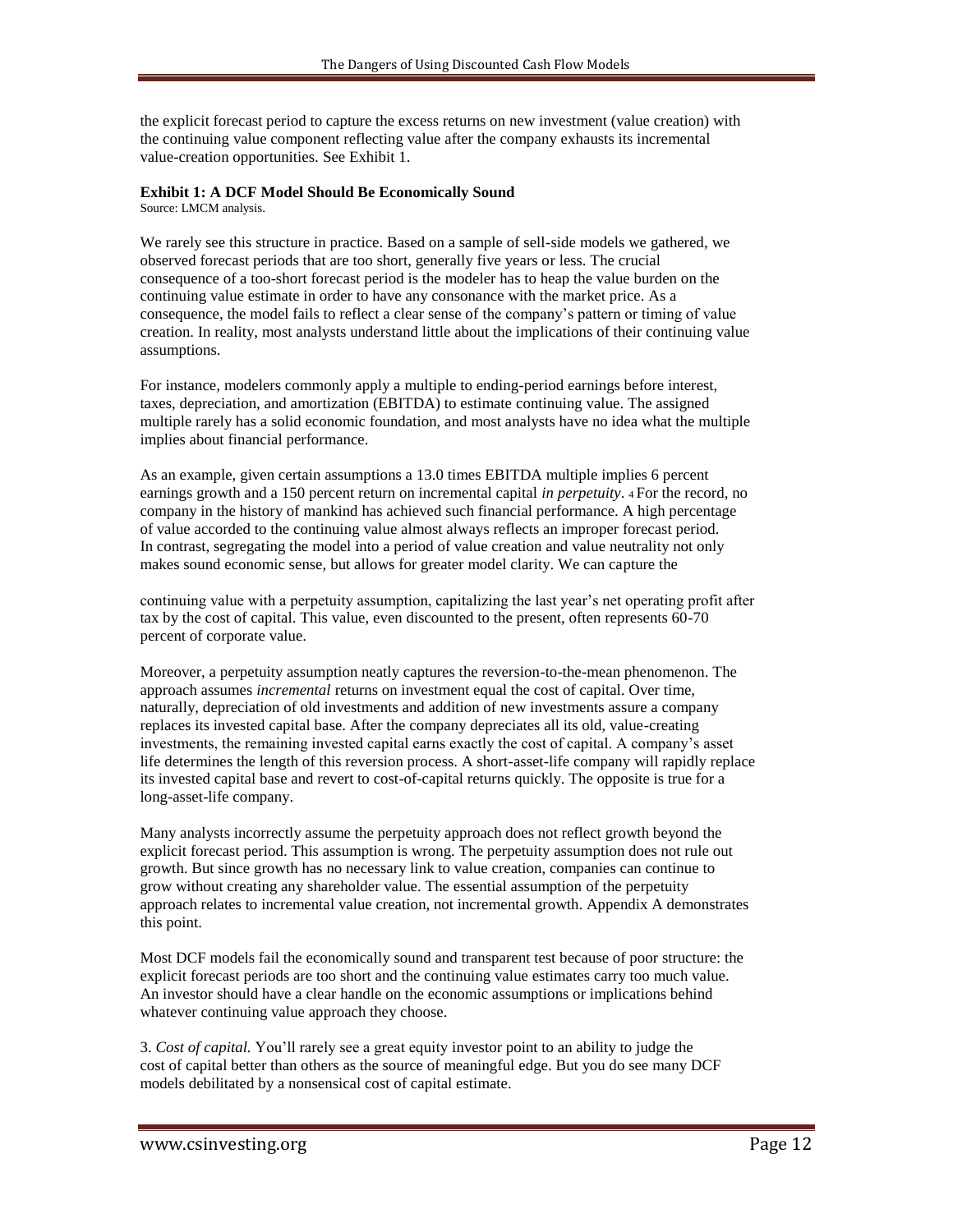the explicit forecast period to capture the excess returns on new investment (value creation) with the continuing value component reflecting value after the company exhausts its incremental value-creation opportunities. See Exhibit 1.

**Exhibit 1: A DCF Model Should Be Economically Sound**

Source: LMCM analysis.

We rarely see this structure in practice. Based on a sample of sell-side models we gathered, we observed forecast periods that are too short, generally five years or less. The crucial consequence of a too-short forecast period is the modeler has to heap the value burden on the continuing value estimate in order to have any consonance with the market price. As a consequence, the model fails to reflect a clear sense of the company's pattern or timing of value creation. In reality, most analysts understand little about the implications of their continuing value assumptions.

For instance, modelers commonly apply a multiple to ending-period earnings before interest, taxes, depreciation, and amortization (EBITDA) to estimate continuing value. The assigned multiple rarely has a solid economic foundation, and most analysts have no idea what the multiple implies about financial performance.

As an example, given certain assumptions a 13.0 times EBITDA multiple implies 6 percent earnings growth and a 150 percent return on incremental capital *in perpetuity*. [4] For the record, no company in the history of mankind has achieved such financial performance. A high percentage of value accorded to the continuing value almost always reflects an improper forecast period. In contrast, segregating the model into a period of value creation and value neutrality not only makes sound economic sense, but allows for greater model clarity. We can capture the

continuing value with a perpetuity assumption, capitalizing the last year's net operating profit after tax by the cost of capital. This value, even discounted to the present, often represents 60-70 percent of corporate value.

Moreover, a perpetuity assumption neatly captures the reversion-to-the-mean phenomenon. The approach assumes *incremental* returns on investment equal the cost of capital. Over time, naturally, depreciation of old investments and addition of new investments assure a company replaces its invested capital base. After the company depreciates all its old, value-creating investments, the remaining invested capital earns exactly the cost of capital. A company's asset life determines the length of this reversion process. A short-asset-life company will rapidly replace its invested capital base and revert to cost-of-capital returns quickly. The opposite is true for a long-asset-life company.

Many analysts incorrectly assume the perpetuity approach does not reflect growth beyond the explicit forecast period. This assumption is wrong. The perpetuity assumption does not rule out growth. But since growth has no necessary link to value creation, companies can continue to grow without creating any shareholder value. The essential assumption of the perpetuity approach relates to incremental value creation, not incremental growth. Appendix A demonstrates this point.

Most DCF models fail the economically sound and transparent test because of poor structure: the explicit forecast periods are too short and the continuing value estimates carry too much value. An investor should have a clear handle on the economic assumptions or implications behind whatever continuing value approach they choose.

3. *Cost of capital.* You'll rarely see a great equity investor point to an ability to judge the cost of capital better than others as the source of meaningful edge. But you do see many DCF models debilitated by a nonsensical cost of capital estimate.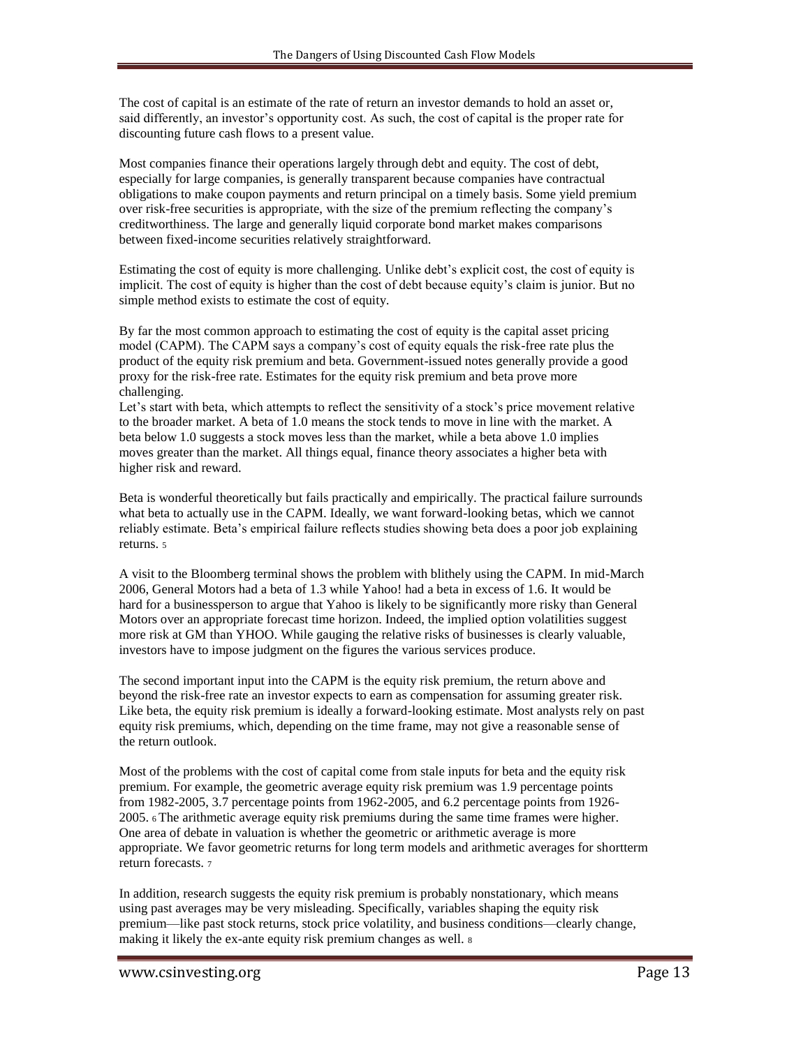The cost of capital is an estimate of the rate of return an investor demands to hold an asset or, said differently, an investor's opportunity cost. As such, the cost of capital is the proper rate for discounting future cash flows to a present value.

Most companies finance their operations largely through debt and equity. The cost of debt, especially for large companies, is generally transparent because companies have contractual obligations to make coupon payments and return principal on a timely basis. Some yield premium over risk-free securities is appropriate, with the size of the premium reflecting the company's creditworthiness. The large and generally liquid corporate bond market makes comparisons between fixed-income securities relatively straightforward.

Estimating the cost of equity is more challenging. Unlike debt's explicit cost, the cost of equity is implicit. The cost of equity is higher than the cost of debt because equity's claim is junior. But no simple method exists to estimate the cost of equity.

By far the most common approach to estimating the cost of equity is the capital asset pricing model (CAPM). The CAPM says a company's cost of equity equals the risk-free rate plus the product of the equity risk premium and beta. Government-issued notes generally provide a good proxy for the risk-free rate. Estimates for the equity risk premium and beta prove more challenging.

Let's start with beta, which attempts to reflect the sensitivity of a stock's price movement relative to the broader market. A beta of 1.0 means the stock tends to move in line with the market. A beta below 1.0 suggests a stock moves less than the market, while a beta above 1.0 implies moves greater than the market. All things equal, finance theory associates a higher beta with higher risk and reward.

Beta is wonderful theoretically but fails practically and empirically. The practical failure surrounds what beta to actually use in the CAPM. Ideally, we want forward-looking betas, which we cannot reliably estimate. Beta's empirical failure reflects studies showing beta does a poor job explaining returns. [5]

A visit to the Bloomberg terminal shows the problem with blithely using the CAPM. In mid-March 2006, General Motors had a beta of 1.3 while Yahoo! had a beta in excess of 1.6. It would be hard for a businessperson to argue that Yahoo is likely to be significantly more risky than General Motors over an appropriate forecast time horizon. Indeed, the implied option volatilities suggest more risk at GM than YHOO. While gauging the relative risks of businesses is clearly valuable, investors have to impose judgment on the figures the various services produce.

The second important input into the CAPM is the equity risk premium, the return above and beyond the risk-free rate an investor expects to earn as compensation for assuming greater risk. Like beta, the equity risk premium is ideally a forward-looking estimate. Most analysts rely on past equity risk premiums, which, depending on the time frame, may not give a reasonable sense of the return outlook.

Most of the problems with the cost of capital come from stale inputs for beta and the equity risk premium. For example, the geometric average equity risk premium was 1.9 percentage points from 1982-2005, 3.7 percentage points from 1962-2005, and 6.2 percentage points from 1926-2005. [6] The arithmetic average equity risk premiums during the same time frames were higher. One area of debate in valuation is whether the geometric or arithmetic average is more appropriate. We favor geometric returns for long term models and arithmetic averages for shortterm return forecasts. [7]

In addition, research suggests the equity risk premium is probably nonstationary, which means using past averages may be very misleading. Specifically, variables shaping the equity risk premium—like past stock returns, stock price volatility, and business conditions—clearly change, making it likely the ex-ante equity risk premium changes as well. [8]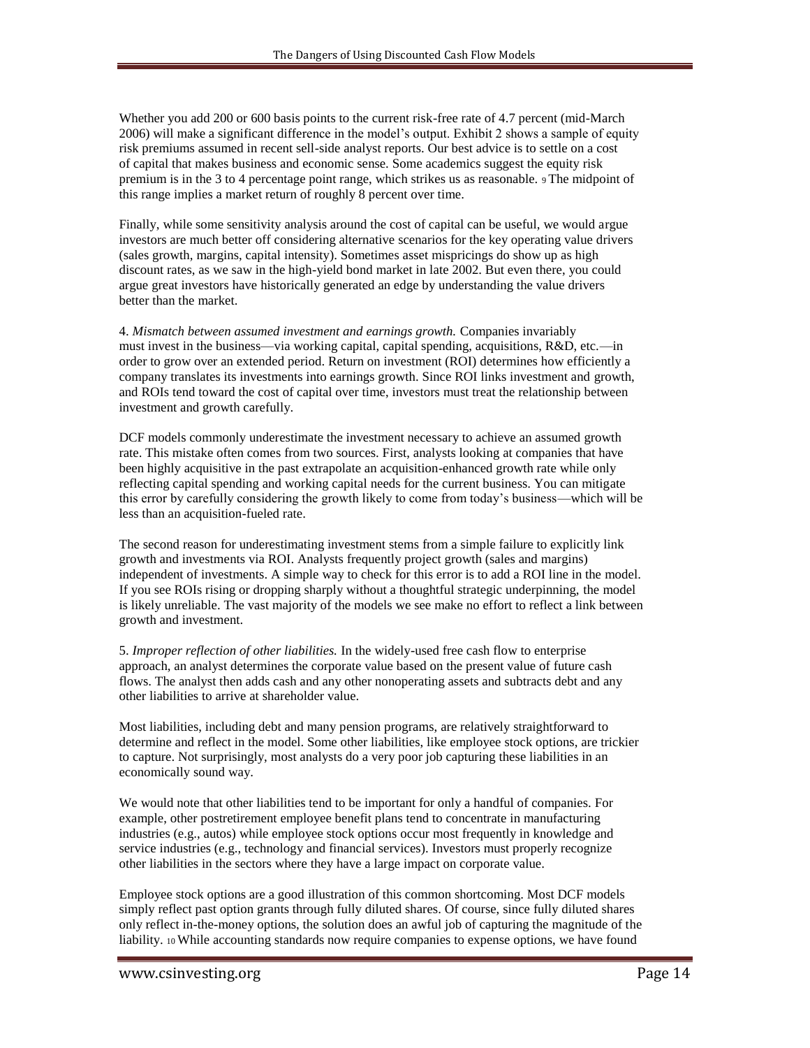Whether you add 200 or 600 basis points to the current risk-free rate of 4.7 percent (mid-March 2006) will make a significant difference in the model's output. Exhibit 2 shows a sample of equity risk premiums assumed in recent sell-side analyst reports. Our best advice is to settle on a cost of capital that makes business and economic sense. Some academics suggest the equity risk premium is in the 3 to 4 percentage point range, which strikes us as reasonable. [9] The midpoint of this range implies a market return of roughly 8 percent over time.

Finally, while some sensitivity analysis around the cost of capital can be useful, we would argue investors are much better off considering alternative scenarios for the key operating value drivers (sales growth, margins, capital intensity). Sometimes asset mispricings do show up as high discount rates, as we saw in the high-yield bond market in late 2002. But even there, you could argue great investors have historically generated an edge by understanding the value drivers better than the market.

4. *Mismatch between assumed investment and earnings growth.* Companies invariably must invest in the business—via working capital, capital spending, acquisitions, R&D, etc.—in order to grow over an extended period. Return on investment (ROI) determines how efficiently a company translates its investments into earnings growth. Since ROI links investment and growth, and ROIs tend toward the cost of capital over time, investors must treat the relationship between investment and growth carefully.

DCF models commonly underestimate the investment necessary to achieve an assumed growth rate. This mistake often comes from two sources. First, analysts looking at companies that have been highly acquisitive in the past extrapolate an acquisition-enhanced growth rate while only reflecting capital spending and working capital needs for the current business. You can mitigate this error by carefully considering the growth likely to come from today's business—which will be less than an acquisition-fueled rate.

The second reason for underestimating investment stems from a simple failure to explicitly link growth and investments via ROI. Analysts frequently project growth (sales and margins) independent of investments. A simple way to check for this error is to add a ROI line in the model. If you see ROIs rising or dropping sharply without a thoughtful strategic underpinning, the model is likely unreliable. The vast majority of the models we see make no effort to reflect a link between growth and investment.

5. *Improper reflection of other liabilities.* In the widely-used free cash flow to enterprise approach, an analyst determines the corporate value based on the present value of future cash flows. The analyst then adds cash and any other nonoperating assets and subtracts debt and any other liabilities to arrive at shareholder value.

Most liabilities, including debt and many pension programs, are relatively straightforward to determine and reflect in the model. Some other liabilities, like employee stock options, are trickier to capture. Not surprisingly, most analysts do a very poor job capturing these liabilities in an economically sound way.

We would note that other liabilities tend to be important for only a handful of companies. For example, other postretirement employee benefit plans tend to concentrate in manufacturing industries (e.g., autos) while employee stock options occur most frequently in knowledge and service industries (e.g., technology and financial services). Investors must properly recognize other liabilities in the sectors where they have a large impact on corporate value.

Employee stock options are a good illustration of this common shortcoming. Most DCF models simply reflect past option grants through fully diluted shares. Of course, since fully diluted shares only reflect in-the-money options, the solution does an awful job of capturing the magnitude of the liability. [10] While accounting standards now require companies to expense options, we have found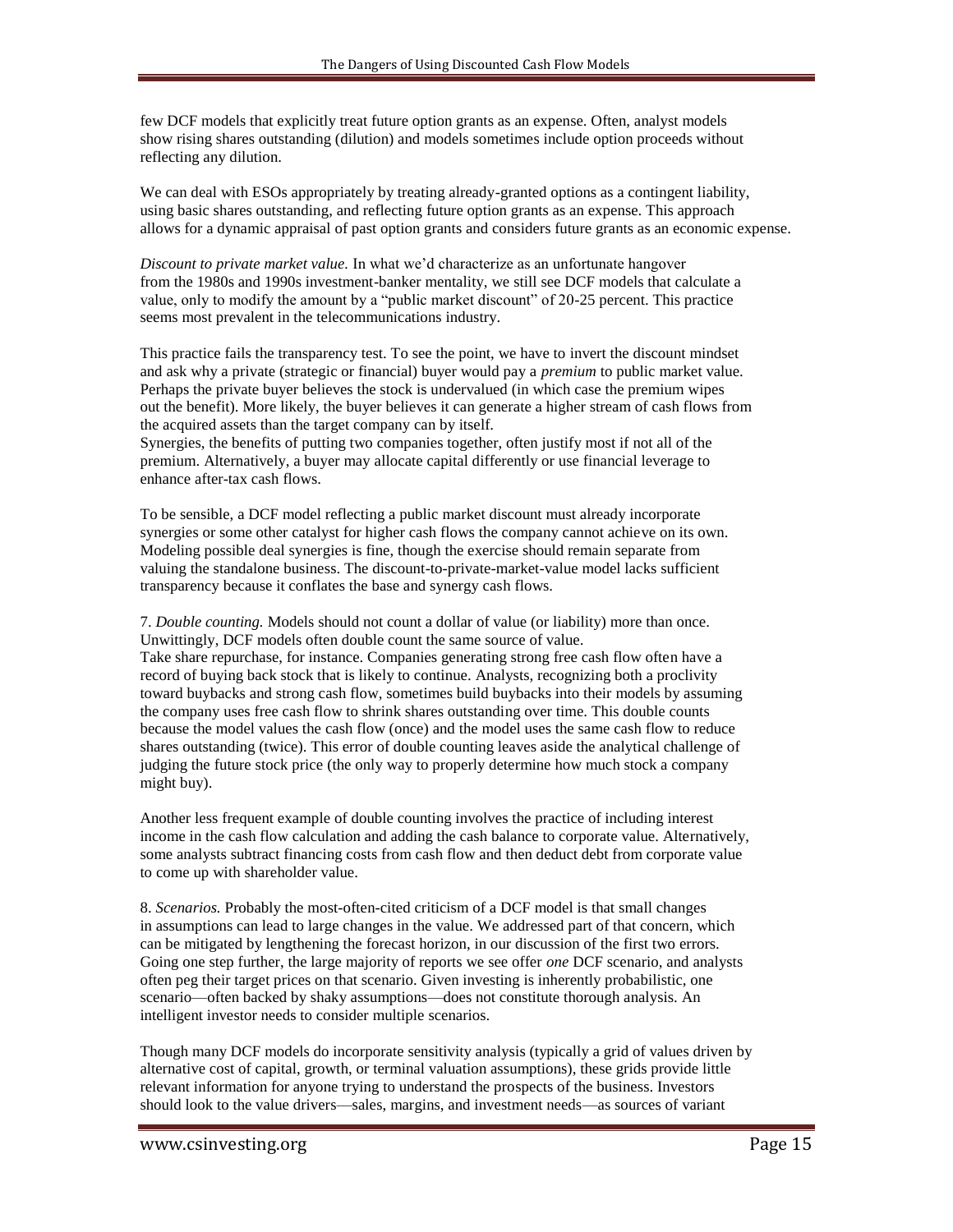few DCF models that explicitly treat future option grants as an expense. Often, analyst models show rising shares outstanding (dilution) and models sometimes include option proceeds without reflecting any dilution.

We can deal with ESOs appropriately by treating already-granted options as a contingent liability, using basic shares outstanding, and reflecting future option grants as an expense. This approach allows for a dynamic appraisal of past option grants and considers future grants as an economic expense.

*Discount to private market value.* In what we'd characterize as an unfortunate hangover from the 1980s and 1990s investment-banker mentality, we still see DCF models that calculate a value, only to modify the amount by a "public market discount" of 20-25 percent. This practice seems most prevalent in the telecommunications industry.

This practice fails the transparency test. To see the point, we have to invert the discount mindset and ask why a private (strategic or financial) buyer would pay a *premium* to public market value. Perhaps the private buyer believes the stock is undervalued (in which case the premium wipes out the benefit). More likely, the buyer believes it can generate a higher stream of cash flows from the acquired assets than the target company can by itself.
Synergies, the benefits of putting two companies together, often justify most if not all of the premium. Alternatively, a buyer may allocate capital differently or use financial leverage to enhance after-tax cash flows.

To be sensible, a DCF model reflecting a public market discount must already incorporate synergies or some other catalyst for higher cash flows the company cannot achieve on its own. Modeling possible deal synergies is fine, though the exercise should remain separate from valuing the standalone business. The discount-to-private-market-value model lacks sufficient transparency because it conflates the base and synergy cash flows.

7. *Double counting.* Models should not count a dollar of value (or liability) more than once. Unwittingly, DCF models often double count the same source of value.
Take share repurchase, for instance. Companies generating strong free cash flow often have a record of buying back stock that is likely to continue. Analysts, recognizing both a proclivity toward buybacks and strong cash flow, sometimes build buybacks into their models by assuming the company uses free cash flow to shrink shares outstanding over time. This double counts because the model values the cash flow (once) and the model uses the same cash flow to reduce shares outstanding (twice). This error of double counting leaves aside the analytical challenge of judging the future stock price (the only way to properly determine how much stock a company might buy).

Another less frequent example of double counting involves the practice of including interest income in the cash flow calculation and adding the cash balance to corporate value. Alternatively, some analysts subtract financing costs from cash flow and then deduct debt from corporate value to come up with shareholder value.

8. *Scenarios.* Probably the most-often-cited criticism of a DCF model is that small changes in assumptions can lead to large changes in the value. We addressed part of that concern, which can be mitigated by lengthening the forecast horizon, in our discussion of the first two errors. Going one step further, the large majority of reports we see offer *one* DCF scenario, and analysts often peg their target prices on that scenario. Given investing is inherently probabilistic, one scenario—often backed by shaky assumptions—does not constitute thorough analysis. An intelligent investor needs to consider multiple scenarios.

Though many DCF models do incorporate sensitivity analysis (typically a grid of values driven by alternative cost of capital, growth, or terminal valuation assumptions), these grids provide little relevant information for anyone trying to understand the prospects of the business. Investors should look to the value drivers—sales, margins, and investment needs—as sources of variant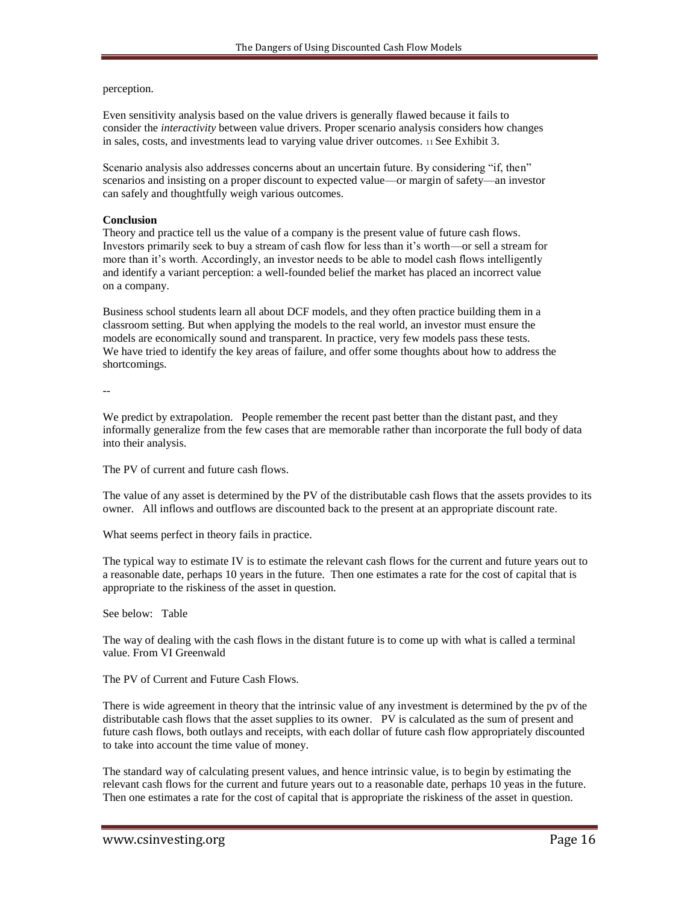perception.

Even sensitivity analysis based on the value drivers is generally flawed because it fails to consider the *interactivity* between value drivers. Proper scenario analysis considers how changes in sales, costs, and investments lead to varying value driver outcomes. [11] See Exhibit 3.

Scenario analysis also addresses concerns about an uncertain future. By considering "if, then" scenarios and insisting on a proper discount to expected value—or margin of safety—an investor can safely and thoughtfully weigh various outcomes.

**Conclusion**

Theory and practice tell us the value of a company is the present value of future cash flows. Investors primarily seek to buy a stream of cash flow for less than it's worth—or sell a stream for more than it's worth. Accordingly, an investor needs to be able to model cash flows intelligently and identify a variant perception: a well-founded belief the market has placed an incorrect value on a company.

Business school students learn all about DCF models, and they often practice building them in a classroom setting. But when applying the models to the real world, an investor must ensure the models are economically sound and transparent. In practice, very few models pass these tests. We have tried to identify the key areas of failure, and offer some thoughts about how to address the shortcomings.

--

We predict by extrapolation. People remember the recent past better than the distant past, and they informally generalize from the few cases that are memorable rather than incorporate the full body of data into their analysis.

The PV of current and future cash flows.

The value of any asset is determined by the PV of the distributable cash flows that the assets provides to its owner. All inflows and outflows are discounted back to the present at an appropriate discount rate.

What seems perfect in theory fails in practice.

The typical way to estimate IV is to estimate the relevant cash flows for the current and future years out to a reasonable date, perhaps 10 years in the future. Then one estimates a rate for the cost of capital that is appropriate to the riskiness of the asset in question.

See below: Table

The way of dealing with the cash flows in the distant future is to come up with what is called a terminal value. From VI Greenwald

The PV of Current and Future Cash Flows.

There is wide agreement in theory that the intrinsic value of any investment is determined by the pv of the distributable cash flows that the asset supplies to its owner. PV is calculated as the sum of present and future cash flows, both outlays and receipts, with each dollar of future cash flow appropriately discounted to take into account the time value of money.

The standard way of calculating present values, and hence intrinsic value, is to begin by estimating the relevant cash flows for the current and future years out to a reasonable date, perhaps 10 yeas in the future. Then one estimates a rate for the cost of capital that is appropriate the riskiness of the asset in question.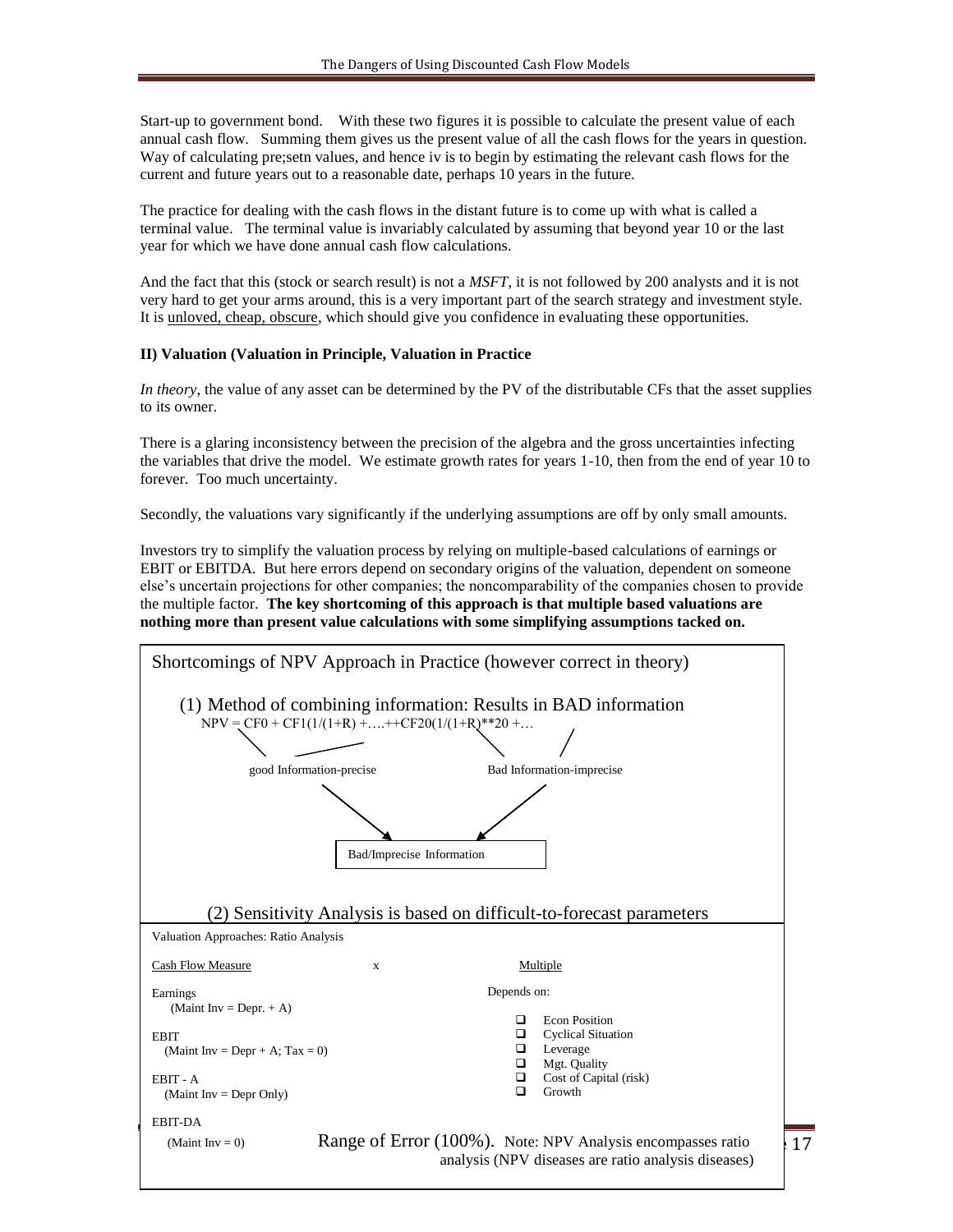Start-up to government bond. With these two figures it is possible to calculate the present value of each annual cash flow. Summing them gives us the present value of all the cash flows for the years in question. Way of calculating pre;setn values, and hence iv is to begin by estimating the relevant cash flows for the current and future years out to a reasonable date, perhaps 10 years in the future.

The practice for dealing with the cash flows in the distant future is to come up with what is called a terminal value. The terminal value is invariably calculated by assuming that beyond year 10 or the last year for which we have done annual cash flow calculations.

And the fact that this (stock or search result) is not a *MSFT*, it is not followed by 200 analysts and it is not very hard to get your arms around, this is a very important part of the search strategy and investment style. It is unloved, cheap, obscure, which should give you confidence in evaluating these opportunities.

**II) Valuation (Valuation in Principle, Valuation in Practice**

*In theory*, the value of any asset can be determined by the PV of the distributable CFs that the asset supplies to its owner.

There is a glaring inconsistency between the precision of the algebra and the gross uncertainties infecting the variables that drive the model. We estimate growth rates for years 1-10, then from the end of year 10 to forever. Too much uncertainty.

Secondly, the valuations vary significantly if the underlying assumptions are off by only small amounts.

Investors try to simplify the valuation process by relying on multiple-based calculations of earnings or EBIT or EBITDA. But here errors depend on secondary origins of the valuation, dependent on someone else's uncertain projections for other companies; the noncomparability of the companies chosen to provide the multiple factor. **The key shortcoming of this approach is that multiple based valuations are nothing more than present value calculations with some simplifying assumptions tacked on.**

Shortcomings of NPV Approach in Practice (however correct in theory)

(1) Method of combining information: Results in BAD information

$$NPV = CF0 + CF1(1/(1+R) + \ldots + CF20(1/(1+R)^{20} + \ldots$$

good Information-precise → Bad/Imprecise Information ← Bad Information-imprecise

(2) Sensitivity Analysis is based on difficult-to-forecast parameters

Valuation Approaches: Ratio Analysis

| Cash Flow Measure | x | Multiple |
|---|---|---|
| Earnings (Maint Inv = Depr. + A) | | Depends on: |
| EBIT (Maint Inv = Depr + A; Tax = 0) | | ❑ Econ Position<br>❑ Cyclical Situation<br>❑ Leverage<br>❑ Mgt. Quality<br>❑ Cost of Capital (risk)<br>❑ Growth |
| EBIT - A (Maint Inv = Depr Only) | | |
| EBIT-DA (Maint Inv = 0) | | |

Range of Error (100%). Note: NPV Analysis encompasses ratio analysis (NPV diseases are ratio analysis diseases)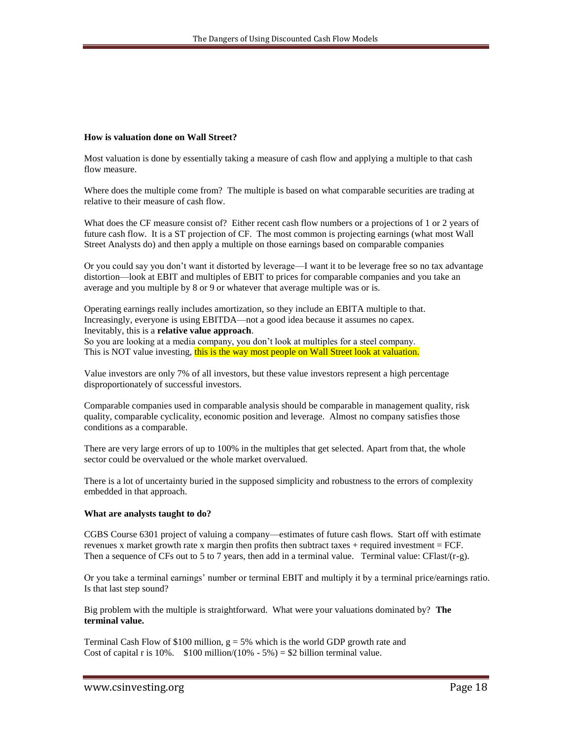**How is valuation done on Wall Street?**

Most valuation is done by essentially taking a measure of cash flow and applying a multiple to that cash flow measure.

Where does the multiple come from? The multiple is based on what comparable securities are trading at relative to their measure of cash flow.

What does the CF measure consist of? Either recent cash flow numbers or a projections of 1 or 2 years of future cash flow. It is a ST projection of CF. The most common is projecting earnings (what most Wall Street Analysts do) and then apply a multiple on those earnings based on comparable companies

Or you could say you don't want it distorted by leverage—I want it to be leverage free so no tax advantage distortion—look at EBIT and multiples of EBIT to prices for comparable companies and you take an average and you multiple by 8 or 9 or whatever that average multiple was or is.

Operating earnings really includes amortization, so they include an EBITA multiple to that.
Increasingly, everyone is using EBITDA—not a good idea because it assumes no capex.
Inevitably, this is a **relative value approach**.
So you are looking at a media company, you don't look at multiples for a steel company.
This is NOT value investing, this is the way most people on Wall Street look at valuation.

Value investors are only 7% of all investors, but these value investors represent a high percentage disproportionately of successful investors.

Comparable companies used in comparable analysis should be comparable in management quality, risk quality, comparable cyclicality, economic position and leverage. Almost no company satisfies those conditions as a comparable.

There are very large errors of up to 100% in the multiples that get selected. Apart from that, the whole sector could be overvalued or the whole market overvalued.

There is a lot of uncertainty buried in the supposed simplicity and robustness to the errors of complexity embedded in that approach.

**What are analysts taught to do?**

CGBS Course 6301 project of valuing a company—estimates of future cash flows. Start off with estimate revenues x market growth rate x margin then profits then subtract taxes + required investment = FCF. Then a sequence of CFs out to 5 to 7 years, then add in a terminal value. Terminal value: $CF_{last}/(r-g)$.

Or you take a terminal earnings' number or terminal EBIT and multiply it by a terminal price/earnings ratio. Is that last step sound?

Big problem with the multiple is straightforward. What were your valuations dominated by? **The terminal value.**

Terminal Cash Flow of \$100 million, $g = 5\%$ which is the world GDP growth rate and
Cost of capital r is 10%. \$100 million/(10% - 5%) = \$2 billion terminal value.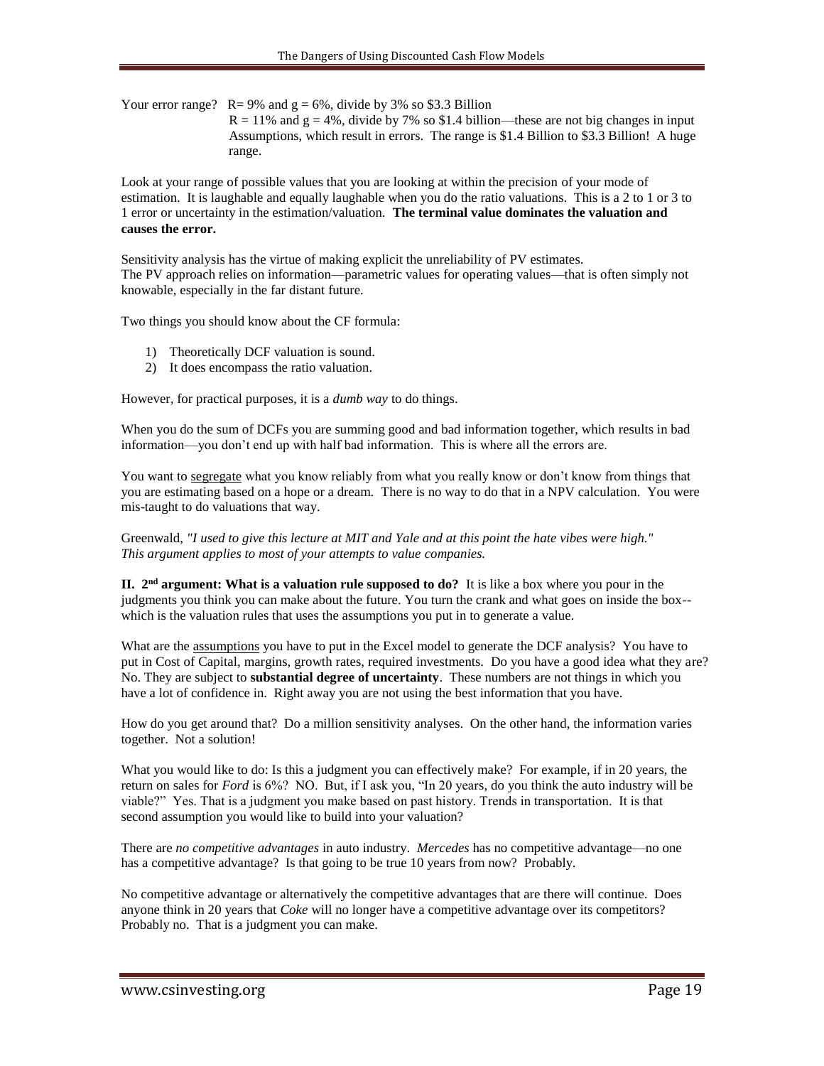Your error range? $R = 9\%$ and $g = 6\%$, divide by 3% so \$3.3 Billion
$R = 11\%$ and $g = 4\%$, divide by 7% so \$1.4 billion—these are not big changes in input Assumptions, which result in errors. The range is \$1.4 Billion to \$3.3 Billion! A huge range.

Look at your range of possible values that you are looking at within the precision of your mode of estimation. It is laughable and equally laughable when you do the ratio valuations. This is a 2 to 1 or 3 to 1 error or uncertainty in the estimation/valuation. **The terminal value dominates the valuation and causes the error.**

Sensitivity analysis has the virtue of making explicit the unreliability of PV estimates.
The PV approach relies on information—parametric values for operating values—that is often simply not knowable, especially in the far distant future.

Two things you should know about the CF formula:

1) Theoretically DCF valuation is sound.
2) It does encompass the ratio valuation.

However, for practical purposes, it is a *dumb way* to do things.

When you do the sum of DCFs you are summing good and bad information together, which results in bad information—you don't end up with half bad information. This is where all the errors are.

You want to <u>segregate</u> what you know reliably from what you really know or don't know from things that you are estimating based on a hope or a dream. There is no way to do that in a NPV calculation. You were mis-taught to do valuations that way.

Greenwald, *"I used to give this lecture at MIT and Yale and at this point the hate vibes were high."*
*This argument applies to most of your attempts to value companies.*

**II. 2nd argument: What is a valuation rule supposed to do?** It is like a box where you pour in the judgments you think you can make about the future. You turn the crank and what goes on inside the box--which is the valuation rules that uses the assumptions you put in to generate a value.

What are the <u>assumptions</u> you have to put in the Excel model to generate the DCF analysis? You have to put in Cost of Capital, margins, growth rates, required investments. Do you have a good idea what they are? No. They are subject to **substantial degree of uncertainty**. These numbers are not things in which you have a lot of confidence in. Right away you are not using the best information that you have.

How do you get around that? Do a million sensitivity analyses. On the other hand, the information varies together. Not a solution!

What you would like to do: Is this a judgment you can effectively make? For example, if in 20 years, the return on sales for *Ford* is 6%? NO. But, if I ask you, "In 20 years, do you think the auto industry will be viable?" Yes. That is a judgment you make based on past history. Trends in transportation. It is that second assumption you would like to build into your valuation?

There are *no competitive advantages* in auto industry. *Mercedes* has no competitive advantage—no one has a competitive advantage? Is that going to be true 10 years from now? Probably.

No competitive advantage or alternatively the competitive advantages that are there will continue. Does anyone think in 20 years that *Coke* will no longer have a competitive advantage over its competitors? Probably no. That is a judgment you can make.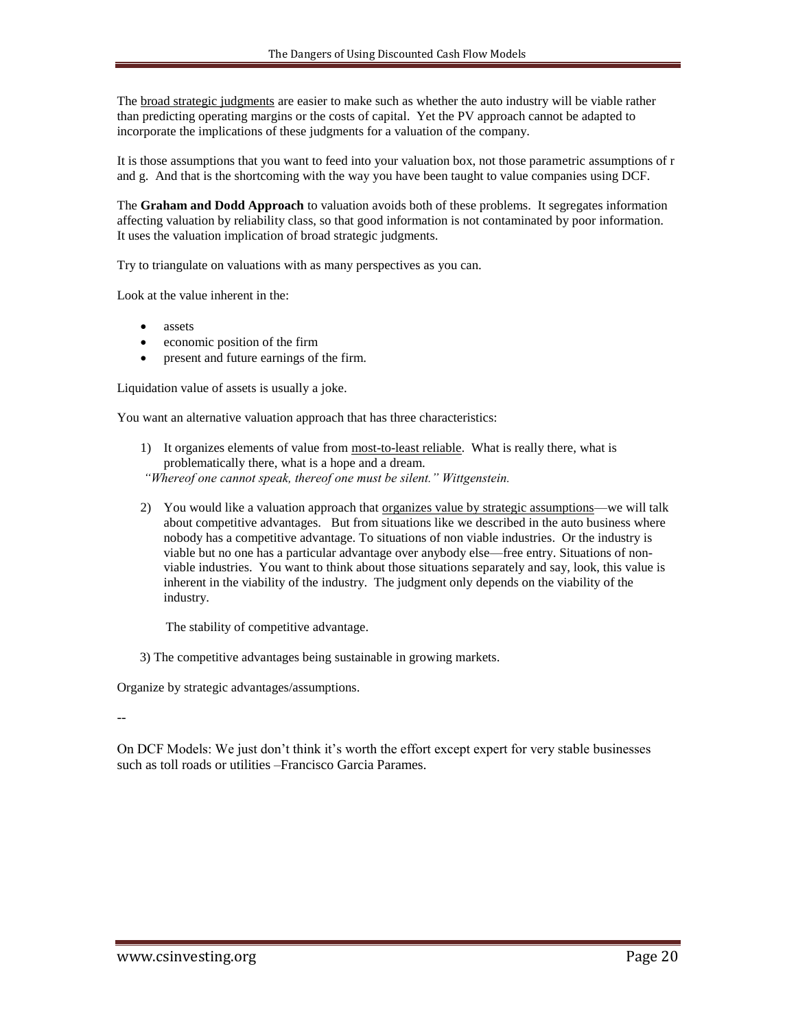The broad strategic judgments are easier to make such as whether the auto industry will be viable rather than predicting operating margins or the costs of capital. Yet the PV approach cannot be adapted to incorporate the implications of these judgments for a valuation of the company.

It is those assumptions that you want to feed into your valuation box, not those parametric assumptions of r and g. And that is the shortcoming with the way you have been taught to value companies using DCF.

The **Graham and Dodd Approach** to valuation avoids both of these problems. It segregates information affecting valuation by reliability class, so that good information is not contaminated by poor information. It uses the valuation implication of broad strategic judgments.

Try to triangulate on valuations with as many perspectives as you can.

Look at the value inherent in the:

- assets
- economic position of the firm
- present and future earnings of the firm.

Liquidation value of assets is usually a joke.

You want an alternative valuation approach that has three characteristics:

1) It organizes elements of value from most-to-least reliable. What is really there, what is problematically there, what is a hope and a dream.

*"Whereof one cannot speak, thereof one must be silent." Wittgenstein.*

2) You would like a valuation approach that organizes value by strategic assumptions—we will talk about competitive advantages. But from situations like we described in the auto business where nobody has a competitive advantage. To situations of non viable industries. Or the industry is viable but no one has a particular advantage over anybody else—free entry. Situations of non-viable industries. You want to think about those situations separately and say, look, this value is inherent in the viability of the industry. The judgment only depends on the viability of the industry.

   The stability of competitive advantage.

3) The competitive advantages being sustainable in growing markets.

Organize by strategic advantages/assumptions.

--

On DCF Models: We just don't think it's worth the effort except expert for very stable businesses such as toll roads or utilities –Francisco Garcia Parames.